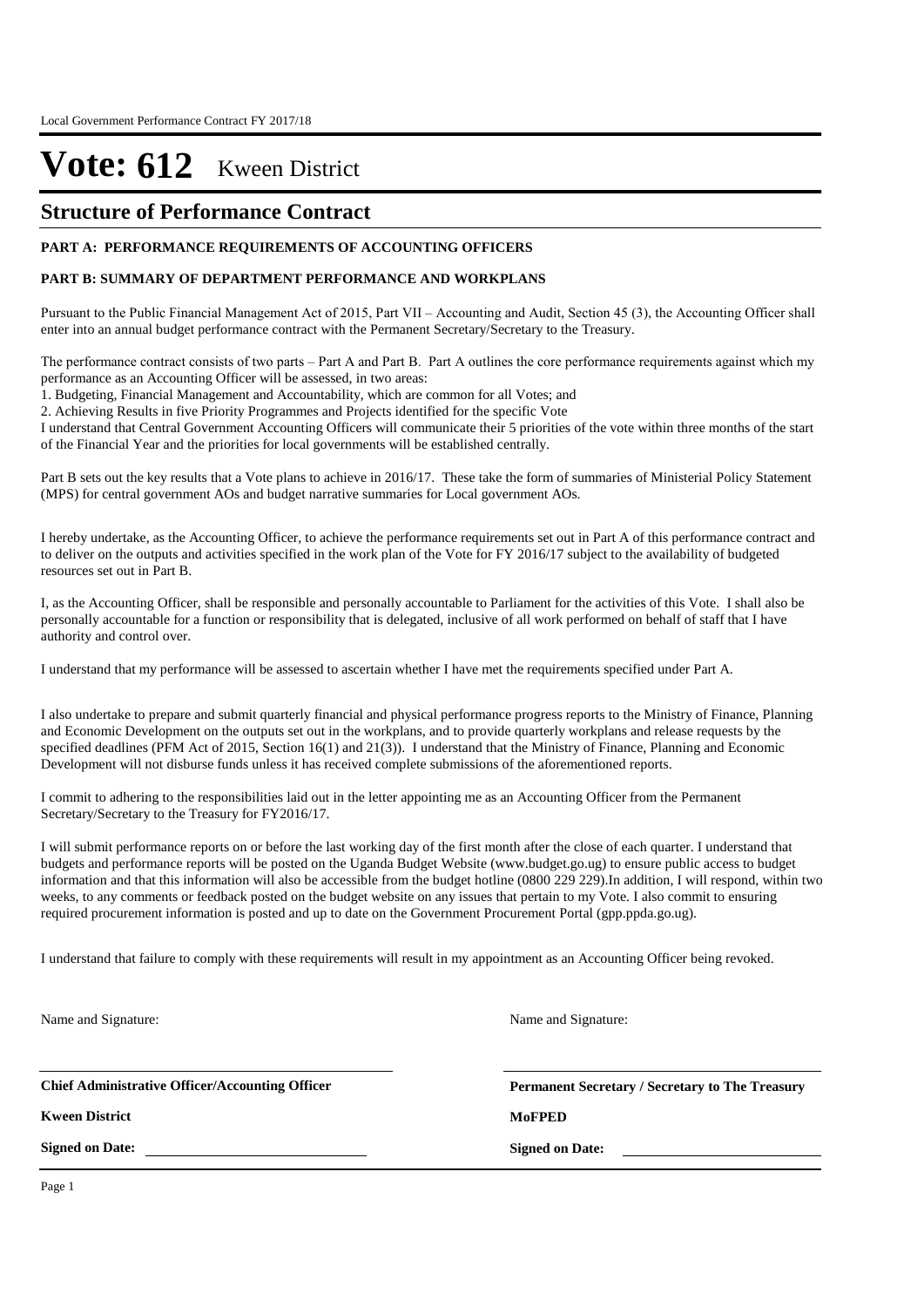# Vote: 612 Kween District

## Structure of Performance Contract

**PART A: PERFORMANCE REQUIREMENTS OF ACCOUNTING OFFICERS**

**PART B: SUMMARY OF DEPARTMENT PERFORMANCE AND WORKPLANS**

Pursuant to the Public Financial Management Act of 2015, Part VII – Accounting and Audit, Section 45 (3), the Accounting Officer shall enter into an annual budget performance contract with the Permanent Secretary/Secretary to the Treasury.

The performance contract consists of two parts – Part A and Part B. Part A outlines the core performance requirements against which my performance as an Accounting Officer will be assessed, in two areas:

1. Budgeting, Financial Management and Accountability, which are common for all Votes; and
2. Achieving Results in five Priority Programmes and Projects identified for the specific Vote

I understand that Central Government Accounting Officers will communicate their 5 priorities of the vote within three months of the start of the Financial Year and the priorities for local governments will be established centrally.

Part B sets out the key results that a Vote plans to achieve in 2016/17. These take the form of summaries of Ministerial Policy Statement (MPS) for central government AOs and budget narrative summaries for Local government AOs.

I hereby undertake, as the Accounting Officer, to achieve the performance requirements set out in Part A of this performance contract and to deliver on the outputs and activities specified in the work plan of the Vote for FY 2016/17 subject to the availability of budgeted resources set out in Part B.

I, as the Accounting Officer, shall be responsible and personally accountable to Parliament for the activities of this Vote. I shall also be personally accountable for a function or responsibility that is delegated, inclusive of all work performed on behalf of staff that I have authority and control over.

I understand that my performance will be assessed to ascertain whether I have met the requirements specified under Part A.

I also undertake to prepare and submit quarterly financial and physical performance progress reports to the Ministry of Finance, Planning and Economic Development on the outputs set out in the workplans, and to provide quarterly workplans and release requests by the specified deadlines (PFM Act of 2015, Section 16(1) and 21(3)). I understand that the Ministry of Finance, Planning and Economic Development will not disburse funds unless it has received complete submissions of the aforementioned reports.

I commit to adhering to the responsibilities laid out in the letter appointing me as an Accounting Officer from the Permanent Secretary/Secretary to the Treasury for FY2016/17.

I will submit performance reports on or before the last working day of the first month after the close of each quarter. I understand that budgets and performance reports will be posted on the Uganda Budget Website (www.budget.go.ug) to ensure public access to budget information and that this information will also be accessible from the budget hotline (0800 229 229).In addition, I will respond, within two weeks, to any comments or feedback posted on the budget website on any issues that pertain to my Vote. I also commit to ensuring required procurement information is posted and up to date on the Government Procurement Portal (gpp.ppda.go.ug).

I understand that failure to comply with these requirements will result in my appointment as an Accounting Officer being revoked.

Name and Signature:

**Chief Administrative Officer/Accounting Officer**

**Kween District**

**Signed on Date:**

Name and Signature:

**Permanent Secretary / Secretary to The Treasury**

**MoFPED**

**Signed on Date:**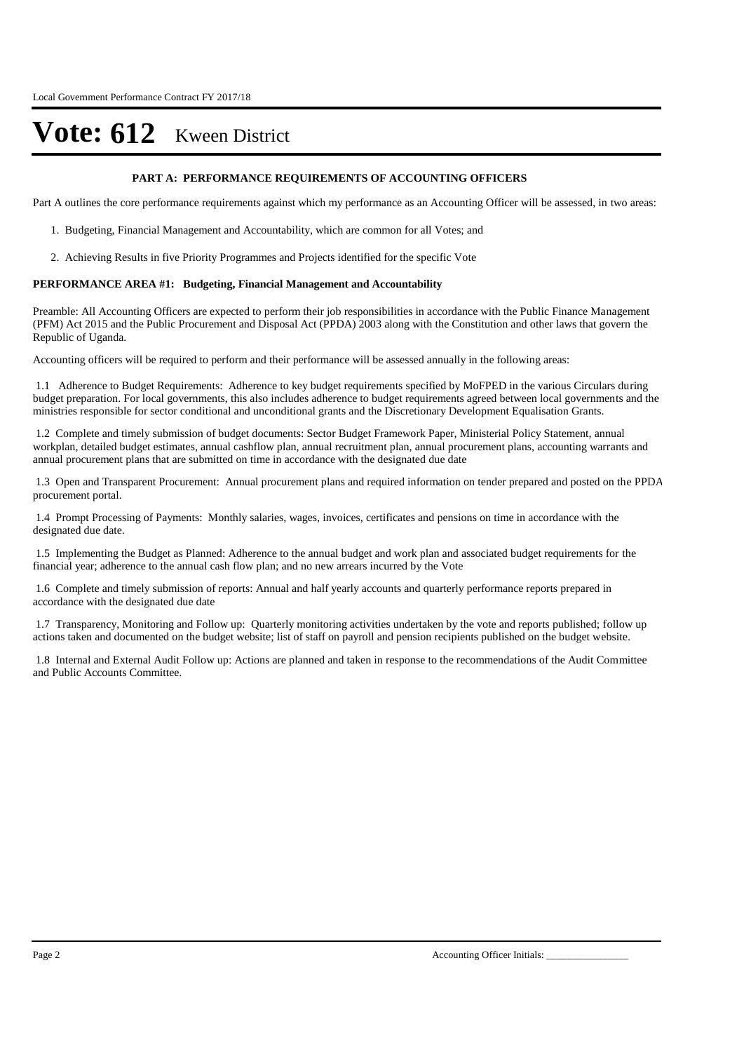# Vote: 612 Kween District

## PART A: PERFORMANCE REQUIREMENTS OF ACCOUNTING OFFICERS

Part A outlines the core performance requirements against which my performance as an Accounting Officer will be assessed, in two areas:

1. Budgeting, Financial Management and Accountability, which are common for all Votes; and
2. Achieving Results in five Priority Programmes and Projects identified for the specific Vote

### PERFORMANCE AREA #1: Budgeting, Financial Management and Accountability

Preamble: All Accounting Officers are expected to perform their job responsibilities in accordance with the Public Finance Management (PFM) Act 2015 and the Public Procurement and Disposal Act (PPDA) 2003 along with the Constitution and other laws that govern the Republic of Uganda.

Accounting officers will be required to perform and their performance will be assessed annually in the following areas:

1.1 Adherence to Budget Requirements: Adherence to key budget requirements specified by MoFPED in the various Circulars during budget preparation. For local governments, this also includes adherence to budget requirements agreed between local governments and the ministries responsible for sector conditional and unconditional grants and the Discretionary Development Equalisation Grants.

1.2 Complete and timely submission of budget documents: Sector Budget Framework Paper, Ministerial Policy Statement, annual workplan, detailed budget estimates, annual cashflow plan, annual recruitment plan, annual procurement plans, accounting warrants and annual procurement plans that are submitted on time in accordance with the designated due date

1.3 Open and Transparent Procurement: Annual procurement plans and required information on tender prepared and posted on the PPDA procurement portal.

1.4 Prompt Processing of Payments: Monthly salaries, wages, invoices, certificates and pensions on time in accordance with the designated due date.

1.5 Implementing the Budget as Planned: Adherence to the annual budget and work plan and associated budget requirements for the financial year; adherence to the annual cash flow plan; and no new arrears incurred by the Vote

1.6 Complete and timely submission of reports: Annual and half yearly accounts and quarterly performance reports prepared in accordance with the designated due date

1.7 Transparency, Monitoring and Follow up: Quarterly monitoring activities undertaken by the vote and reports published; follow up actions taken and documented on the budget website; list of staff on payroll and pension recipients published on the budget website.

1.8 Internal and External Audit Follow up: Actions are planned and taken in response to the recommendations of the Audit Committee and Public Accounts Committee.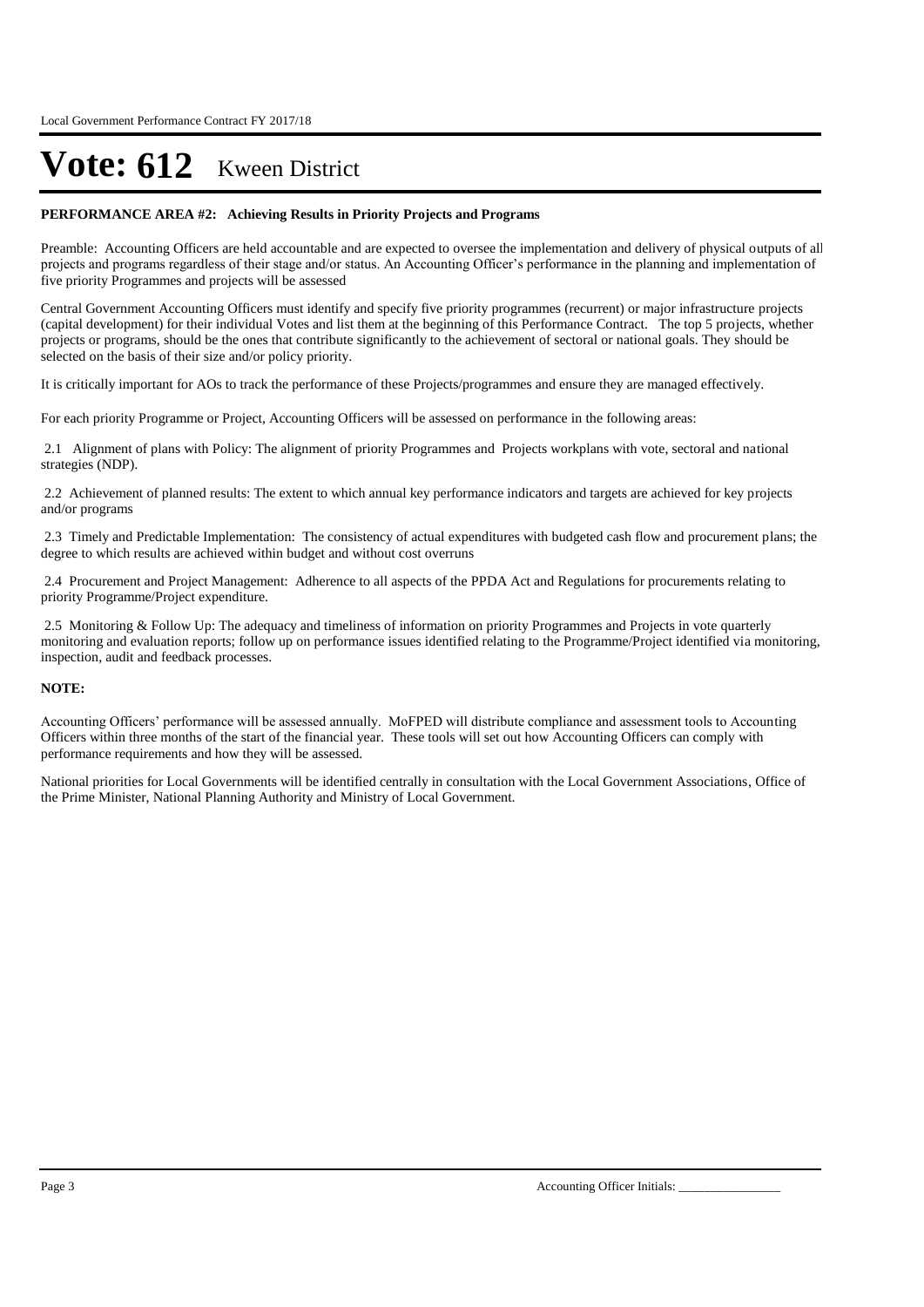# Vote: 612 Kween District

**PERFORMANCE AREA #2: Achieving Results in Priority Projects and Programs**

Preamble: Accounting Officers are held accountable and are expected to oversee the implementation and delivery of physical outputs of all projects and programs regardless of their stage and/or status. An Accounting Officer's performance in the planning and implementation of five priority Programmes and projects will be assessed

Central Government Accounting Officers must identify and specify five priority programmes (recurrent) or major infrastructure projects (capital development) for their individual Votes and list them at the beginning of this Performance Contract. The top 5 projects, whether projects or programs, should be the ones that contribute significantly to the achievement of sectoral or national goals. They should be selected on the basis of their size and/or policy priority.

It is critically important for AOs to track the performance of these Projects/programmes and ensure they are managed effectively.

For each priority Programme or Project, Accounting Officers will be assessed on performance in the following areas:

2.1 Alignment of plans with Policy: The alignment of priority Programmes and Projects workplans with vote, sectoral and national strategies (NDP).

2.2 Achievement of planned results: The extent to which annual key performance indicators and targets are achieved for key projects and/or programs

2.3 Timely and Predictable Implementation: The consistency of actual expenditures with budgeted cash flow and procurement plans; the degree to which results are achieved within budget and without cost overruns

2.4 Procurement and Project Management: Adherence to all aspects of the PPDA Act and Regulations for procurements relating to priority Programme/Project expenditure.

2.5 Monitoring & Follow Up: The adequacy and timeliness of information on priority Programmes and Projects in vote quarterly monitoring and evaluation reports; follow up on performance issues identified relating to the Programme/Project identified via monitoring, inspection, audit and feedback processes.

**NOTE:**

Accounting Officers' performance will be assessed annually. MoFPED will distribute compliance and assessment tools to Accounting Officers within three months of the start of the financial year. These tools will set out how Accounting Officers can comply with performance requirements and how they will be assessed.

National priorities for Local Governments will be identified centrally in consultation with the Local Government Associations, Office of the Prime Minister, National Planning Authority and Ministry of Local Government.

Accounting Officer Initials: ________________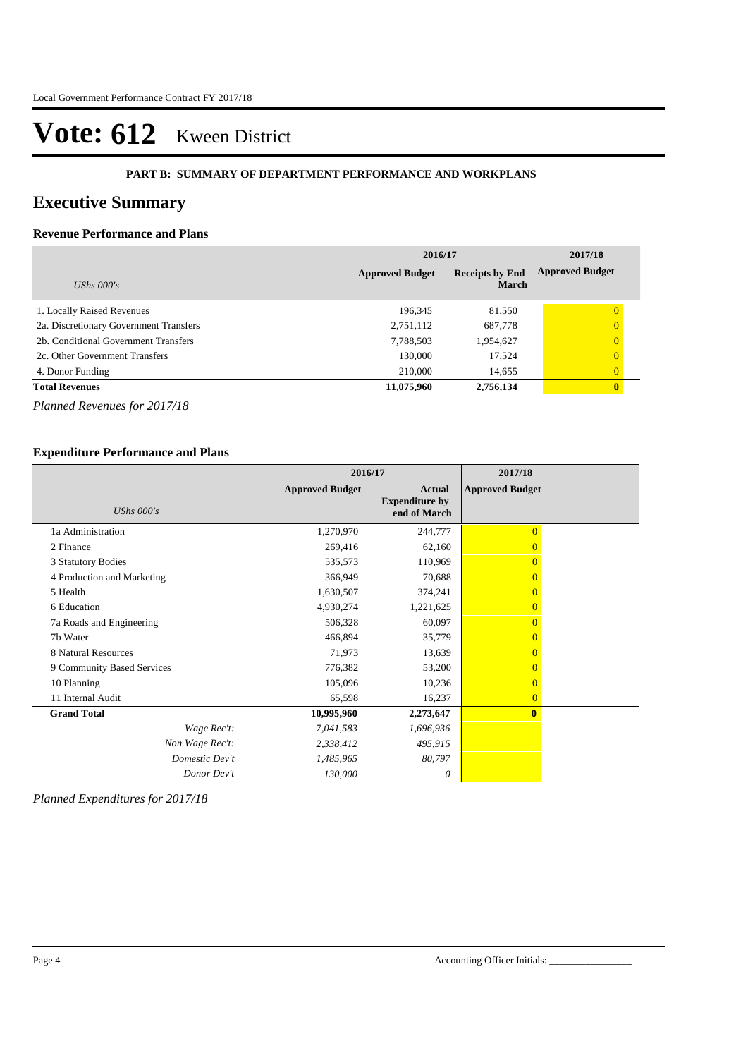# Vote: 612 Kween District

**PART B: SUMMARY OF DEPARTMENT PERFORMANCE AND WORKPLANS**

## Executive Summary

### Revenue Performance and Plans

| | 2016/17 | | 2017/18 |
|---|---|---|---|
| *UShs 000's* | **Approved Budget** | **Receipts by End March** | **Approved Budget** |
| 1. Locally Raised Revenues | 196,345 | 81,550 | 0 |
| 2a. Discretionary Government Transfers | 2,751,112 | 687,778 | 0 |
| 2b. Conditional Government Transfers | 7,788,503 | 1,954,627 | 0 |
| 2c. Other Government Transfers | 130,000 | 17,524 | 0 |
| 4. Donor Funding | 210,000 | 14,655 | 0 |
| **Total Revenues** | **11,075,960** | **2,756,134** | **0** |

*Planned Revenues for 2017/18*

### Expenditure Performance and Plans

| | 2016/17 | | 2017/18 |
|---|---|---|---|
| *UShs 000's* | **Approved Budget** | **Actual Expenditure by end of March** | **Approved Budget** |
| 1a Administration | 1,270,970 | 244,777 | 0 |
| 2 Finance | 269,416 | 62,160 | 0 |
| 3 Statutory Bodies | 535,573 | 110,969 | 0 |
| 4 Production and Marketing | 366,949 | 70,688 | 0 |
| 5 Health | 1,630,507 | 374,241 | 0 |
| 6 Education | 4,930,274 | 1,221,625 | 0 |
| 7a Roads and Engineering | 506,328 | 60,097 | 0 |
| 7b Water | 466,894 | 35,779 | 0 |
| 8 Natural Resources | 71,973 | 13,639 | 0 |
| 9 Community Based Services | 776,382 | 53,200 | 0 |
| 10 Planning | 105,096 | 10,236 | 0 |
| 11 Internal Audit | 65,598 | 16,237 | 0 |
| **Grand Total** | **10,995,960** | **2,273,647** | **0** |
| *Wage Rec't:* | *7,041,583* | *1,696,936* | |
| *Non Wage Rec't:* | *2,338,412* | *495,915* | |
| *Domestic Dev't* | *1,485,965* | *80,797* | |
| *Donor Dev't* | *130,000* | *0* | |

*Planned Expenditures for 2017/18*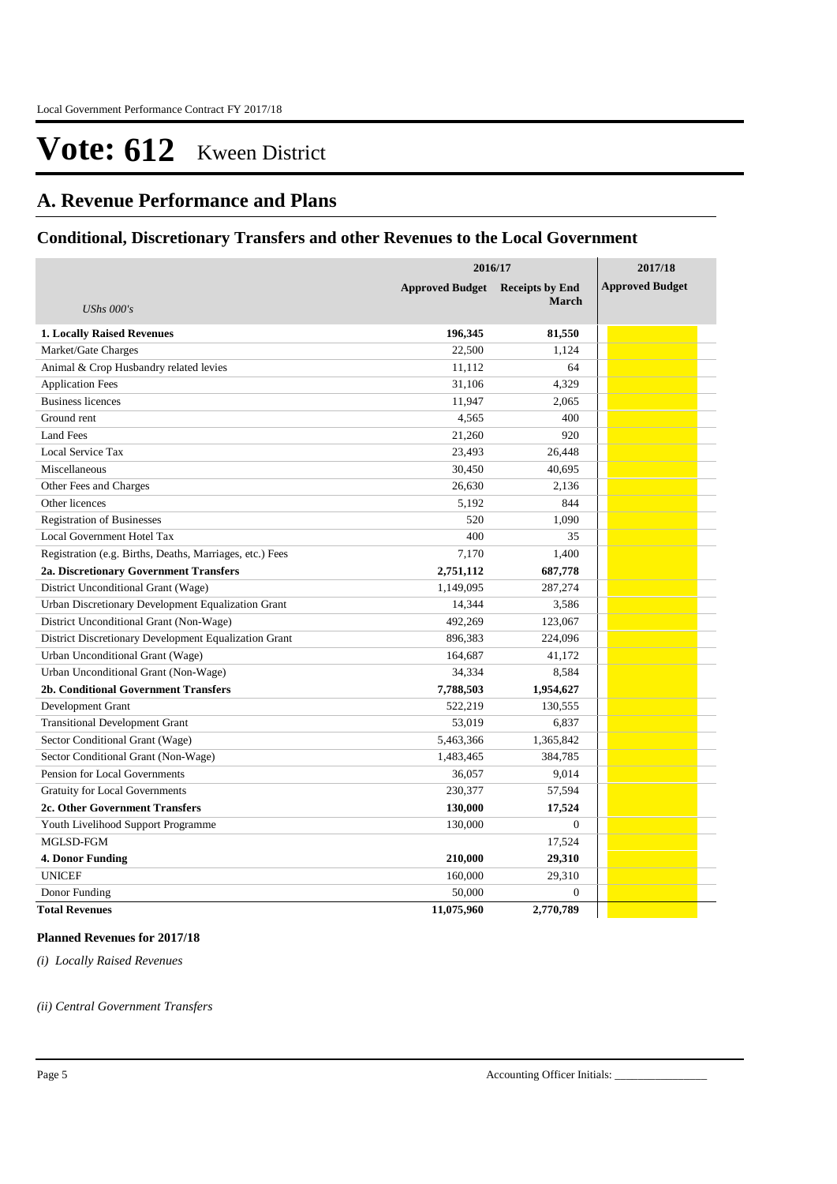# Vote: 612 Kweeen District

## A. Revenue Performance and Plans

### Conditional, Discretionary Transfers and other Revenues to the Local Government

| *UShs 000's* | 2016/17 Approved Budget | 2016/17 Receipts by End March | 2017/18 Approved Budget |
|---|---|---|---|
| **1. Locally Raised Revenues** | **196,345** | **81,550** | |
| Market/Gate Charges | 22,500 | 1,124 | |
| Animal & Crop Husbandry related levies | 11,112 | 64 | |
| Application Fees | 31,106 | 4,329 | |
| Business licences | 11,947 | 2,065 | |
| Ground rent | 4,565 | 400 | |
| Land Fees | 21,260 | 920 | |
| Local Service Tax | 23,493 | 26,448 | |
| Miscellaneous | 30,450 | 40,695 | |
| Other Fees and Charges | 26,630 | 2,136 | |
| Other licences | 5,192 | 844 | |
| Registration of Businesses | 520 | 1,090 | |
| Local Government Hotel Tax | 400 | 35 | |
| Registration (e.g. Births, Deaths, Marriages, etc.) Fees | 7,170 | 1,400 | |
| **2a. Discretionary Government Transfers** | **2,751,112** | **687,778** | |
| District Unconditional Grant (Wage) | 1,149,095 | 287,274 | |
| Urban Discretionary Development Equalization Grant | 14,344 | 3,586 | |
| District Unconditional Grant (Non-Wage) | 492,269 | 123,067 | |
| District Discretionary Development Equalization Grant | 896,383 | 224,096 | |
| Urban Unconditional Grant (Wage) | 164,687 | 41,172 | |
| Urban Unconditional Grant (Non-Wage) | 34,334 | 8,584 | |
| **2b. Conditional Government Transfers** | **7,788,503** | **1,954,627** | |
| Development Grant | 522,219 | 130,555 | |
| Transitional Development Grant | 53,019 | 6,837 | |
| Sector Conditional Grant (Wage) | 5,463,366 | 1,365,842 | |
| Sector Conditional Grant (Non-Wage) | 1,483,465 | 384,785 | |
| Pension for Local Governments | 36,057 | 9,014 | |
| Gratuity for Local Governments | 230,377 | 57,594 | |
| **2c. Other Government Transfers** | **130,000** | **17,524** | |
| Youth Livelihood Support Programme | 130,000 | 0 | |
| MGLSD-FGM | | 17,524 | |
| **4. Donor Funding** | **210,000** | **29,310** | |
| UNICEF | 160,000 | 29,310 | |
| Donor Funding | 50,000 | 0 | |
| **Total Revenues** | **11,075,960** | **2,770,789** | |

**Planned Revenues for 2017/18**

*(i) Locally Raised Revenues*

*(ii) Central Government Transfers*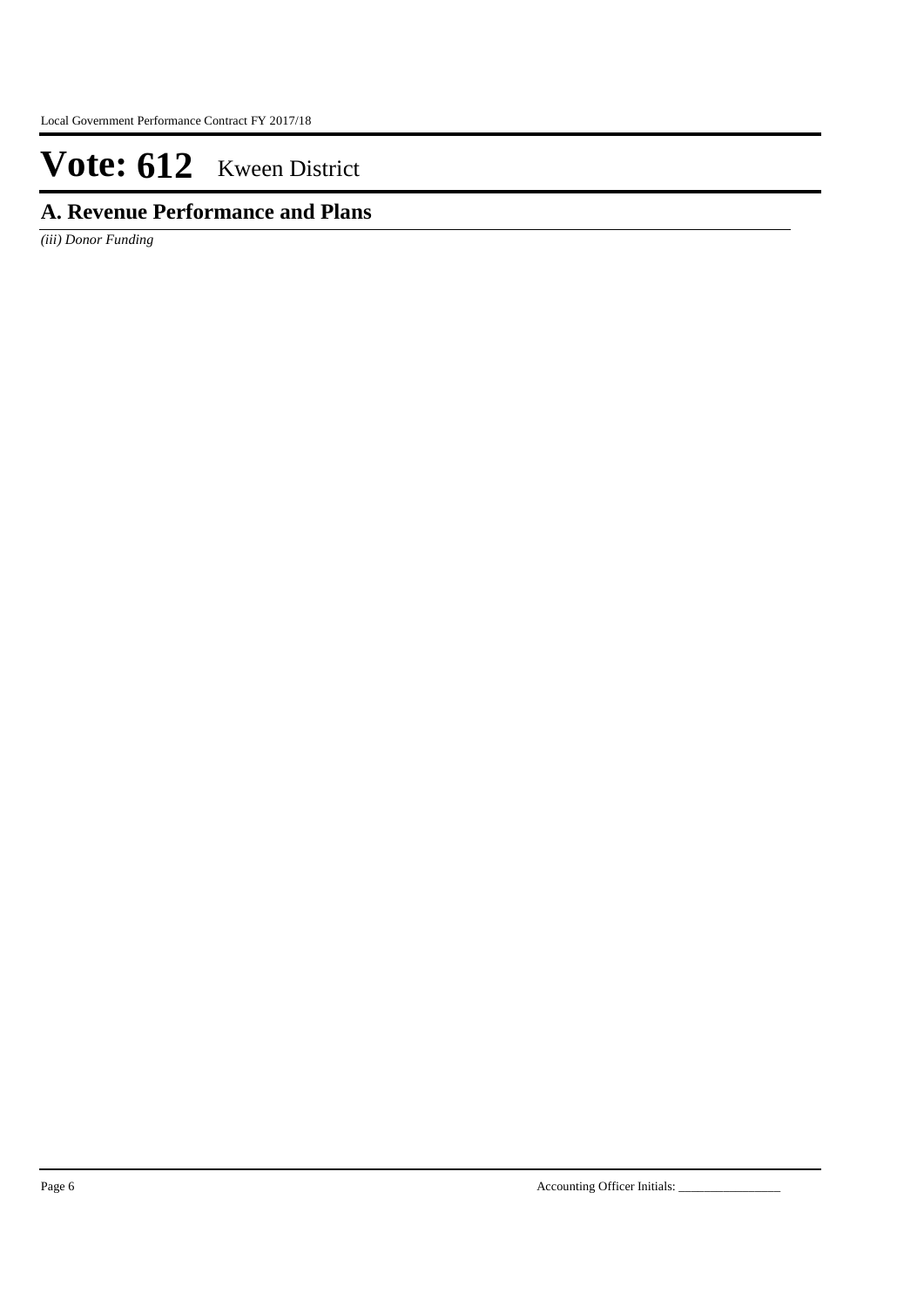# Vote: 612 Kween District

## A. Revenue Performance and Plans

*(iii) Donor Funding*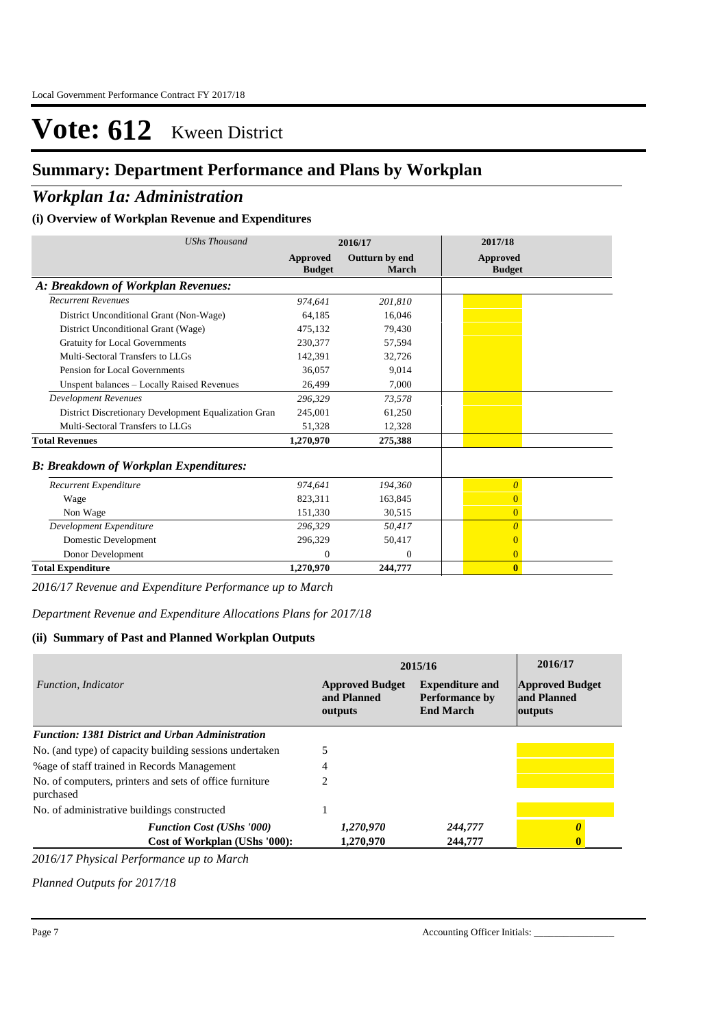# Vote: 612 Kween District

## Summary: Department Performance and Plans by Workplan

## *Workplan 1a: Administration*

### (i) Overview of Workplan Revenue and Expenditures

| *UShs Thousand* | 2016/17 | | 2017/18 |
|---|---|---|---|
| | **Approved Budget** | **Outturn by end March** | **Approved Budget** |
| ***A: Breakdown of Workplan Revenues:*** | | | |
| *Recurrent Revenues* | *974,641* | *201,810* | |
| District Unconditional Grant (Non-Wage) | 64,185 | 16,046 | |
| District Unconditional Grant (Wage) | 475,132 | 79,430 | |
| Gratuity for Local Governments | 230,377 | 57,594 | |
| Multi-Sectoral Transfers to LLGs | 142,391 | 32,726 | |
| Pension for Local Governments | 36,057 | 9,014 | |
| Unspent balances – Locally Raised Revenues | 26,499 | 7,000 | |
| *Development Revenues* | *296,329* | *73,578* | |
| District Discretionary Development Equalization Gran | 245,001 | 61,250 | |
| Multi-Sectoral Transfers to LLGs | 51,328 | 12,328 | |
| **Total Revenues** | **1,270,970** | **275,388** | |
| ***B: Breakdown of Workplan Expenditures:*** | | | |
| *Recurrent Expenditure* | *974,641* | *194,360* | *0* |
| Wage | 823,311 | 163,845 | 0 |
| Non Wage | 151,330 | 30,515 | 0 |
| *Development Expenditure* | *296,329* | *50,417* | *0* |
| Domestic Development | 296,329 | 50,417 | 0 |
| Donor Development | 0 | 0 | 0 |
| **Total Expenditure** | **1,270,970** | **244,777** | **0** |

*2016/17 Revenue and Expenditure Performance up to March*

*Department Revenue and Expenditure Allocations Plans for 2017/18*

### (ii) Summary of Past and Planned Workplan Outputs

| *Function, Indicator* | 2015/16 | | 2016/17 |
|---|---|---|---|
| | **Approved Budget and Planned outputs** | **Expenditure and Performance by End March** | **Approved Budget and Planned outputs** |
| ***Function: 1381 District and Urban Administration*** | | | |
| No. (and type) of capacity building sessions undertaken | 5 | | |
| %age of staff trained in Records Management | 4 | | |
| No. of computers, printers and sets of office furniture purchased | 2 | | |
| No. of administrative buildings constructed | 1 | | |
| ***Function Cost (UShs '000)*** | *1,270,970* | *244,777* | ***0*** |
| **Cost of Workplan (UShs '000):** | **1,270,970** | **244,777** | **0** |

*2016/17 Physical Performance up to March*

*Planned Outputs for 2017/18*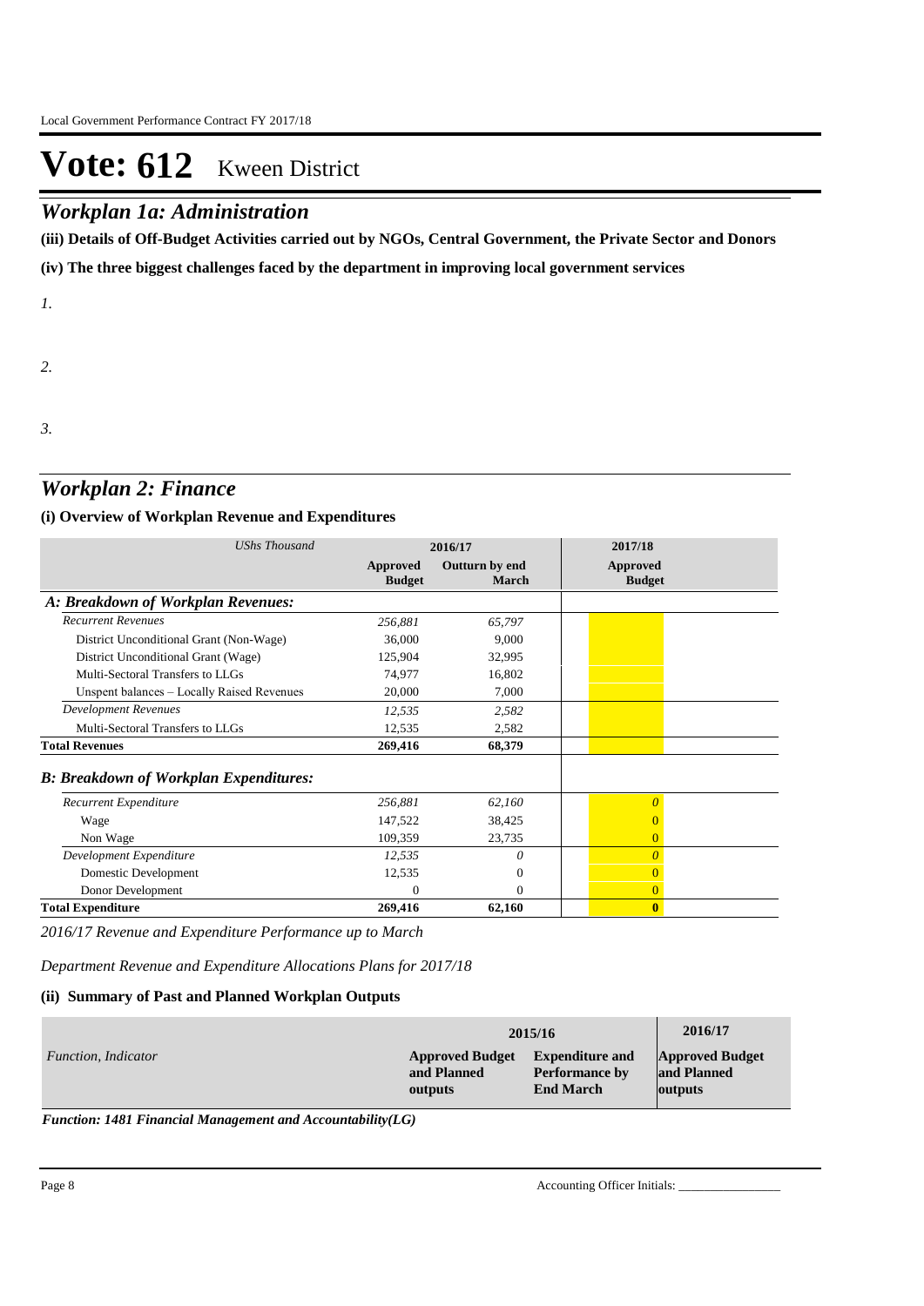# Vote: 612 Kween District

## Workplan 1a: Administration

**(iii) Details of Off-Budget Activities carried out by NGOs, Central Government, the Private Sector and Donors**

**(iv) The three biggest challenges faced by the department in improving local government services**

*1.*

*2.*

*3.*

## Workplan 2: Finance

### (i) Overview of Workplan Revenue and Expenditures

| *UShs Thousand* | 2016/17 | | 2017/18 |
|---|---|---|---|
| | **Approved Budget** | **Outturn by end March** | **Approved Budget** |
| ***A: Breakdown of Workplan Revenues:*** | | | |
| *Recurrent Revenues* | *256,881* | *65,797* | |
| District Unconditional Grant (Non-Wage) | 36,000 | 9,000 | |
| District Unconditional Grant (Wage) | 125,904 | 32,995 | |
| Multi-Sectoral Transfers to LLGs | 74,977 | 16,802 | |
| Unspent balances – Locally Raised Revenues | 20,000 | 7,000 | |
| *Development Revenues* | *12,535* | *2,582* | |
| Multi-Sectoral Transfers to LLGs | 12,535 | 2,582 | |
| **Total Revenues** | **269,416** | **68,379** | |
| ***B: Breakdown of Workplan Expenditures:*** | | | |
| *Recurrent Expenditure* | *256,881* | *62,160* | *0* |
| Wage | 147,522 | 38,425 | 0 |
| Non Wage | 109,359 | 23,735 | 0 |
| *Development Expenditure* | *12,535* | *0* | *0* |
| Domestic Development | 12,535 | 0 | 0 |
| Donor Development | 0 | 0 | 0 |
| **Total Expenditure** | **269,416** | **62,160** | **0** |

*2016/17 Revenue and Expenditure Performance up to March*

*Department Revenue and Expenditure Allocations Plans for 2017/18*

### (ii) Summary of Past and Planned Workplan Outputs

| | 2015/16 | | 2016/17 |
|---|---|---|---|
| *Function, Indicator* | **Approved Budget and Planned outputs** | **Expenditure and Performance by End March** | **Approved Budget and Planned outputs** |

***Function: 1481 Financial Management and Accountability(LG)***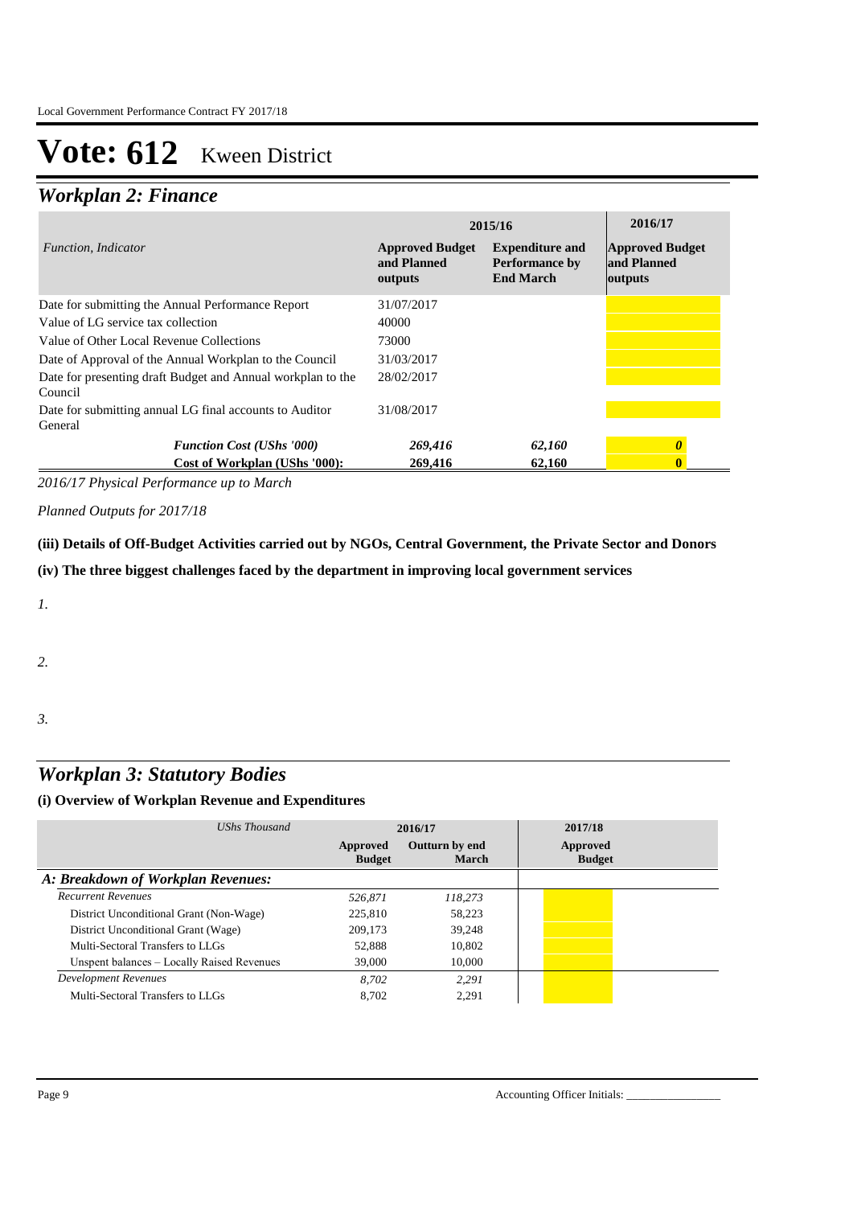# Vote: 612 Kween District

## *Workplan 2: Finance*

| *Function, Indicator* | 2015/16 Approved Budget and Planned outputs | 2015/16 Expenditure and Performance by End March | 2016/17 Approved Budget and Planned outputs |
|---|---|---|---|
| Date for submitting the Annual Performance Report | 31/07/2017 | | |
| Value of LG service tax collection | 40000 | | |
| Value of Other Local Revenue Collections | 73000 | | |
| Date of Approval of the Annual Workplan to the Council | 31/03/2017 | | |
| Date for presenting draft Budget and Annual workplan to the Council | 28/02/2017 | | |
| Date for submitting annual LG final accounts to Auditor General | 31/08/2017 | | |
| ***Function Cost (UShs '000)*** | ***269,416*** | ***62,160*** | ***0*** |
| **Cost of Workplan (UShs '000):** | **269,416** | **62,160** | **0** |

*2016/17 Physical Performance up to March*

*Planned Outputs for 2017/18*

**(iii) Details of Off-Budget Activities carried out by NGOs, Central Government, the Private Sector and Donors**

**(iv) The three biggest challenges faced by the department in improving local government services**

*1.*

*2.*

*3.*

## *Workplan 3: Statutory Bodies*

**(i) Overview of Workplan Revenue and Expenditures**

| *UShs Thousand* | 2016/17 Approved Budget | 2016/17 Outturn by end March | 2017/18 Approved Budget |
|---|---|---|---|
| ***A: Breakdown of Workplan Revenues:*** | | | |
| *Recurrent Revenues* | *526,871* | *118,273* | |
| District Unconditional Grant (Non-Wage) | 225,810 | 58,223 | |
| District Unconditional Grant (Wage) | 209,173 | 39,248 | |
| Multi-Sectoral Transfers to LLGs | 52,888 | 10,802 | |
| Unspent balances – Locally Raised Revenues | 39,000 | 10,000 | |
| *Development Revenues* | *8,702* | *2,291* | |
| Multi-Sectoral Transfers to LLGs | 8,702 | 2,291 | |

Accounting Officer Initials: ________________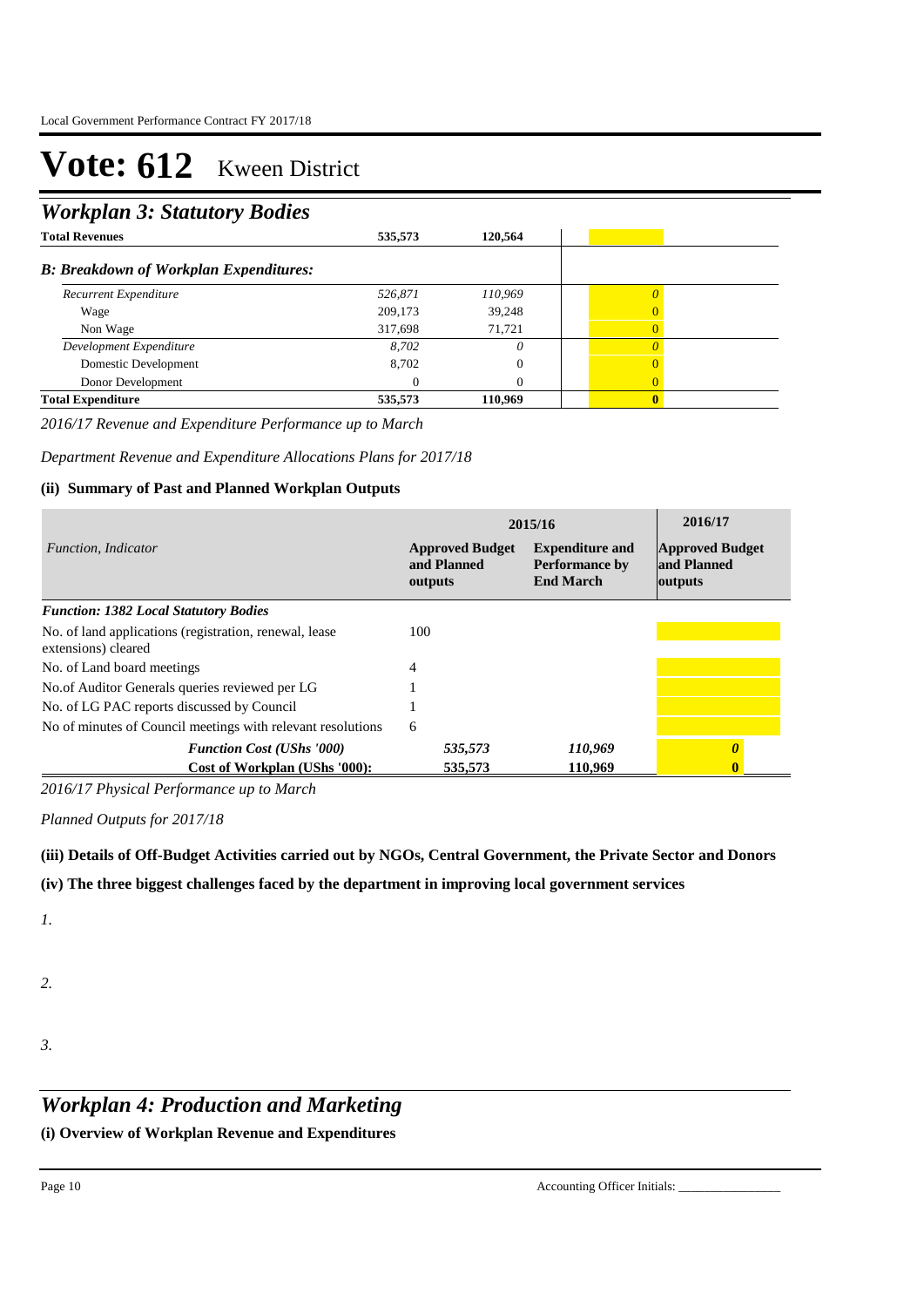# Vote: 612 Kween District

## *Workplan 3: Statutory Bodies*

| | | | |
|---|---|---|---|
| **Total Revenues** | **535,573** | **120,564** | |
| ***B: Breakdown of Workplan Expenditures:*** | | | |
| *Recurrent Expenditure* | *526,871* | *110,969* | *0* |
| Wage | 209,173 | 39,248 | 0 |
| Non Wage | 317,698 | 71,721 | 0 |
| *Development Expenditure* | *8,702* | *0* | *0* |
| Domestic Development | 8,702 | 0 | 0 |
| Donor Development | 0 | 0 | 0 |
| **Total Expenditure** | **535,573** | **110,969** | **0** |

*2016/17 Revenue and Expenditure Performance up to March*

*Department Revenue and Expenditure Allocations Plans for 2017/18*

### (ii) Summary of Past and Planned Workplan Outputs

| *Function, Indicator* | 2015/16 | | 2016/17 |
|---|---|---|---|
| | **Approved Budget and Planned outputs** | **Expenditure and Performance by End March** | **Approved Budget and Planned outputs** |
| ***Function: 1382 Local Statutory Bodies*** | | | |
| No. of land applications (registration, renewal, lease extensions) cleared | 100 | | |
| No. of Land board meetings | 4 | | |
| No.of Auditor Generals queries reviewed per LG | 1 | | |
| No. of LG PAC reports discussed by Council | 1 | | |
| No of minutes of Council meetings with relevant resolutions | 6 | | |
| ***Function Cost (UShs '000)*** | *535,573* | *110,969* | ***0*** |
| **Cost of Workplan (UShs '000):** | **535,573** | **110,969** | **0** |

*2016/17 Physical Performance up to March*

*Planned Outputs for 2017/18*

### (iii) Details of Off-Budget Activities carried out by NGOs, Central Government, the Private Sector and Donors

### (iv) The three biggest challenges faced by the department in improving local government services

*1.*

*2.*

*3.*

## *Workplan 4: Production and Marketing*

### (i) Overview of Workplan Revenue and Expenditures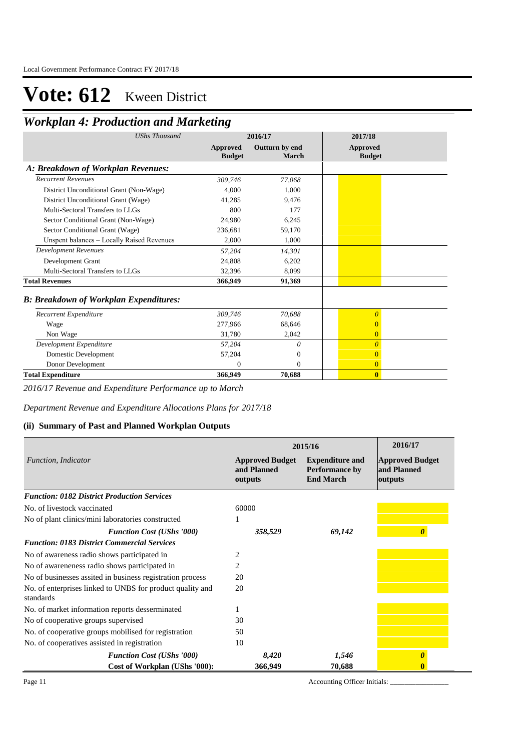# Vote: 612 Kween District

## *Workplan 4: Production and Marketing*

| *UShs Thousand* | 2016/17 | | 2017/18 |
|---|---|---|---|
| | **Approved Budget** | **Outturn by end March** | **Approved Budget** |
| ***A: Breakdown of Workplan Revenues:*** | | | |
| *Recurrent Revenues* | *309,746* | *77,068* | |
| District Unconditional Grant (Non-Wage) | 4,000 | 1,000 | |
| District Unconditional Grant (Wage) | 41,285 | 9,476 | |
| Multi-Sectoral Transfers to LLGs | 800 | 177 | |
| Sector Conditional Grant (Non-Wage) | 24,980 | 6,245 | |
| Sector Conditional Grant (Wage) | 236,681 | 59,170 | |
| Unspent balances – Locally Raised Revenues | 2,000 | 1,000 | |
| *Development Revenues* | *57,204* | *14,301* | |
| Development Grant | 24,808 | 6,202 | |
| Multi-Sectoral Transfers to LLGs | 32,396 | 8,099 | |
| **Total Revenues** | **366,949** | **91,369** | |
| ***B: Breakdown of Workplan Expenditures:*** | | | |
| *Recurrent Expenditure* | *309,746* | *70,688* | *0* |
| Wage | 277,966 | 68,646 | 0 |
| Non Wage | 31,780 | 2,042 | 0 |
| *Development Expenditure* | *57,204* | *0* | *0* |
| Domestic Development | 57,204 | 0 | 0 |
| Donor Development | 0 | 0 | 0 |
| **Total Expenditure** | **366,949** | **70,688** | **0** |

*2016/17 Revenue and Expenditure Performance up to March*

*Department Revenue and Expenditure Allocations Plans for 2017/18*

### (ii) Summary of Past and Planned Workplan Outputs

| *Function, Indicator* | 2015/16 | | 2016/17 |
|---|---|---|---|
| | **Approved Budget and Planned outputs** | **Expenditure and Performance by End March** | **Approved Budget and Planned outputs** |
| ***Function: 0182 District Production Services*** | | | |
| No. of livestock vaccinated | 60000 | | |
| No of plant clinics/mini laboratories constructed | 1 | | |
| ***Function Cost (UShs '000)*** | ***358,529*** | ***69,142*** | ***0*** |
| ***Function: 0183 District Commercial Services*** | | | |
| No of awareness radio shows participated in | 2 | | |
| No of awareneness radio shows participated in | 2 | | |
| No of businesses assited in business registration process | 20 | | |
| No. of enterprises linked to UNBS for product quality and standards | 20 | | |
| No. of market information reports desserminated | 1 | | |
| No of cooperative groups supervised | 30 | | |
| No. of cooperative groups mobilised for registration | 50 | | |
| No. of cooperatives assisted in registration | 10 | | |
| ***Function Cost (UShs '000)*** | ***8,420*** | ***1,546*** | ***0*** |
| **Cost of Workplan (UShs '000):** | **366,949** | **70,688** | **0** |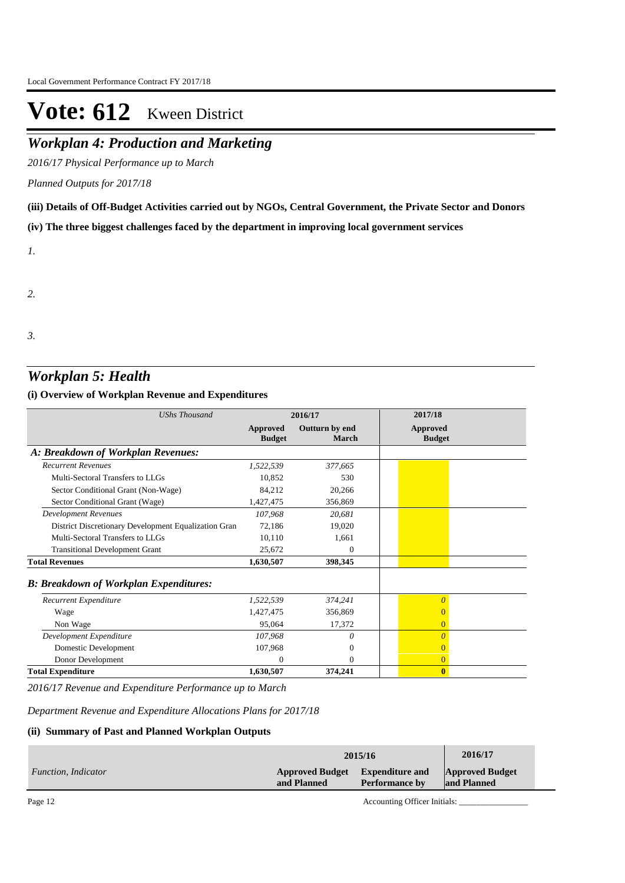# Vote: 612 Kween District

## *Workplan 4: Production and Marketing*

*2016/17 Physical Performance up to March*

*Planned Outputs for 2017/18*

**(iii) Details of Off-Budget Activities carried out by NGOs, Central Government, the Private Sector and Donors**

**(iv) The three biggest challenges faced by the department in improving local government services**

*1.*

*2.*

*3.*

## *Workplan 5: Health*

**(i) Overview of Workplan Revenue and Expenditures**

| *UShs Thousand* | 2016/17 | | 2017/18 |
|---|---|---|---|
| | **Approved Budget** | **Outturn by end March** | **Approved Budget** |
| ***A: Breakdown of Workplan Revenues:*** | | | |
| *Recurrent Revenues* | *1,522,539* | *377,665* | |
| Multi-Sectoral Transfers to LLGs | 10,852 | 530 | |
| Sector Conditional Grant (Non-Wage) | 84,212 | 20,266 | |
| Sector Conditional Grant (Wage) | 1,427,475 | 356,869 | |
| *Development Revenues* | *107,968* | *20,681* | |
| District Discretionary Development Equalization Gran | 72,186 | 19,020 | |
| Multi-Sectoral Transfers to LLGs | 10,110 | 1,661 | |
| Transitional Development Grant | 25,672 | 0 | |
| **Total Revenues** | **1,630,507** | **398,345** | |
| ***B: Breakdown of Workplan Expenditures:*** | | | |
| *Recurrent Expenditure* | *1,522,539* | *374,241* | *0* |
| Wage | 1,427,475 | 356,869 | 0 |
| Non Wage | 95,064 | 17,372 | 0 |
| *Development Expenditure* | *107,968* | *0* | *0* |
| Domestic Development | 107,968 | 0 | 0 |
| Donor Development | 0 | 0 | 0 |
| **Total Expenditure** | **1,630,507** | **374,241** | **0** |

*2016/17 Revenue and Expenditure Performance up to March*

*Department Revenue and Expenditure Allocations Plans for 2017/18*

**(ii) Summary of Past and Planned Workplan Outputs**

| | 2015/16 | | 2016/17 |
|---|---|---|---|
| *Function, Indicator* | **Approved Budget and Planned** | **Expenditure and Performance by** | **Approved Budget and Planned** |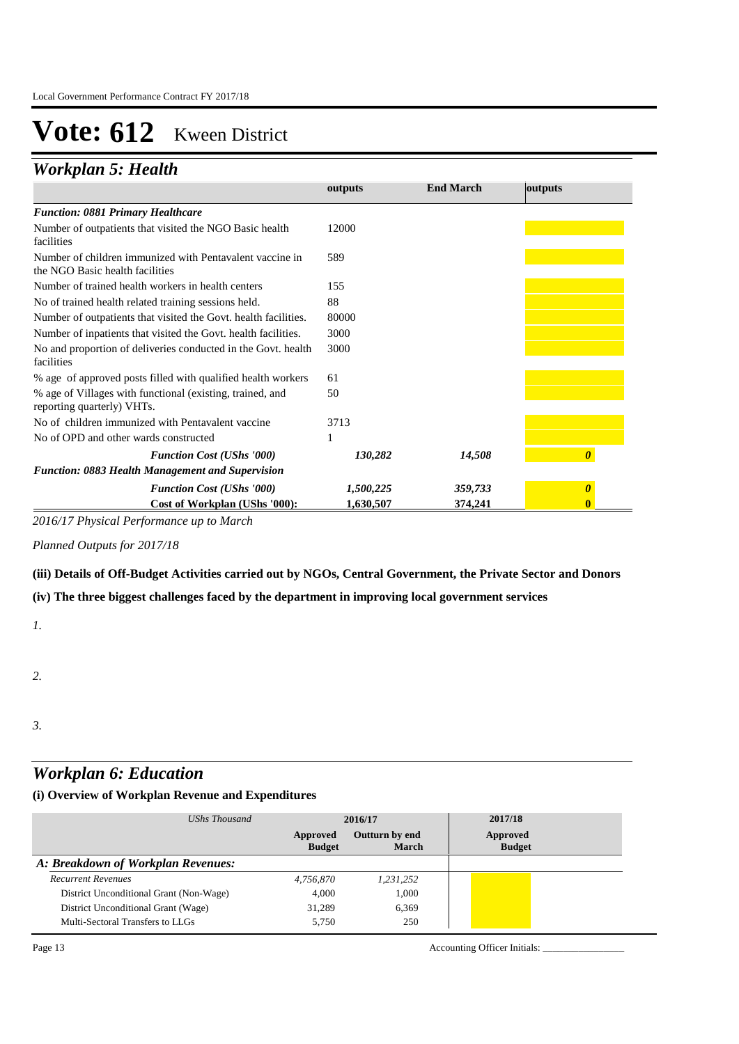# Vote: 612 Kween District

## Workplan 5: Health

| | outputs | End March | outputs |
|---|---|---|---|
| ***Function: 0881 Primary Healthcare*** | | | |
| Number of outpatients that visited the NGO Basic health facilities | 12000 | | |
| Number of children immunized with Pentavalent vaccine in the NGO Basic health facilities | 589 | | |
| Number of trained health workers in health centers | 155 | | |
| No of trained health related training sessions held. | 88 | | |
| Number of outpatients that visited the Govt. health facilities. | 80000 | | |
| Number of inpatients that visited the Govt. health facilities. | 3000 | | |
| No and proportion of deliveries conducted in the Govt. health facilities | 3000 | | |
| % age of approved posts filled with qualified health workers | 61 | | |
| % age of Villages with functional (existing, trained, and reporting quarterly) VHTs. | 50 | | |
| No of children immunized with Pentavalent vaccine | 3713 | | |
| No of OPD and other wards constructed | 1 | | |
| ***Function Cost (UShs '000)*** | ***130,282*** | ***14,508*** | ***0*** |
| ***Function: 0883 Health Management and Supervision*** | | | |
| ***Function Cost (UShs '000)*** | ***1,500,225*** | ***359,733*** | ***0*** |
| **Cost of Workplan (UShs '000):** | **1,630,507** | **374,241** | **0** |

*2016/17 Physical Performance up to March*

*Planned Outputs for 2017/18*

**(iii) Details of Off-Budget Activities carried out by NGOs, Central Government, the Private Sector and Donors**

**(iv) The three biggest challenges faced by the department in improving local government services**

*1.*

*2.*

*3.*

## Workplan 6: Education

**(i) Overview of Workplan Revenue and Expenditures**

| *UShs Thousand* | 2016/17 | | 2017/18 |
|---|---|---|---|
| | Approved Budget | Outturn by end March | Approved Budget |
| ***A: Breakdown of Workplan Revenues:*** | | | |
| *Recurrent Revenues* | *4,756,870* | *1,231,252* | |
| District Unconditional Grant (Non-Wage) | 4,000 | 1,000 | |
| District Unconditional Grant (Wage) | 31,289 | 6,369 | |
| Multi-Sectoral Transfers to LLGs | 5,750 | 250 | |

Accounting Officer Initials: ________________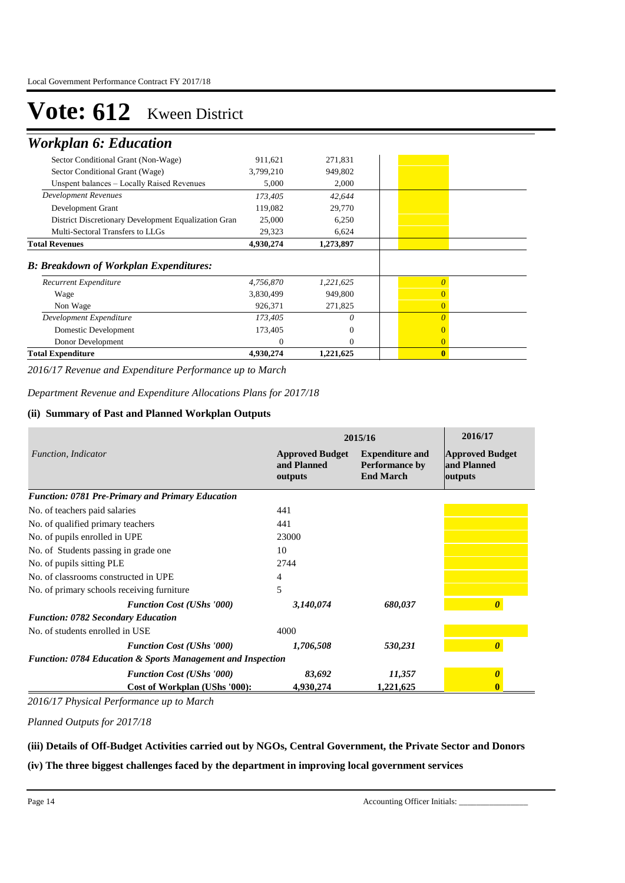# Vote: 612 Kween District

## Workplan 6: Education

| | | | |
|---|---|---|---|
| Sector Conditional Grant (Non-Wage) | 911,621 | 271,831 | |
| Sector Conditional Grant (Wage) | 3,799,210 | 949,802 | |
| Unspent balances – Locally Raised Revenues | 5,000 | 2,000 | |
| *Development Revenues* | *173,405* | *42,644* | |
| Development Grant | 119,082 | 29,770 | |
| District Discretionary Development Equalization Gran | 25,000 | 6,250 | |
| Multi-Sectoral Transfers to LLGs | 29,323 | 6,624 | |
| **Total Revenues** | **4,930,274** | **1,273,897** | |

### B: Breakdown of Workplan Expenditures:

| | | | |
|---|---|---|---|
| *Recurrent Expenditure* | *4,756,870* | *1,221,625* | *0* |
| Wage | 3,830,499 | 949,800 | 0 |
| Non Wage | 926,371 | 271,825 | 0 |
| *Development Expenditure* | *173,405* | *0* | *0* |
| Domestic Development | 173,405 | 0 | 0 |
| Donor Development | 0 | 0 | 0 |
| **Total Expenditure** | **4,930,274** | **1,221,625** | **0** |

*2016/17 Revenue and Expenditure Performance up to March*

*Department Revenue and Expenditure Allocations Plans for 2017/18*

### (ii) Summary of Past and Planned Workplan Outputs

| *Function, Indicator* | 2015/16 | | 2016/17 |
|---|---|---|---|
| | **Approved Budget and Planned outputs** | **Expenditure and Performance by End March** | **Approved Budget and Planned outputs** |
| ***Function: 0781 Pre-Primary and Primary Education*** | | | |
| No. of teachers paid salaries | 441 | | |
| No. of qualified primary teachers | 441 | | |
| No. of pupils enrolled in UPE | 23000 | | |
| No. of Students passing in grade one | 10 | | |
| No. of pupils sitting PLE | 2744 | | |
| No. of classrooms constructed in UPE | 4 | | |
| No. of primary schools receiving furniture | 5 | | |
| ***Function Cost (UShs '000)*** | ***3,140,074*** | ***680,037*** | ***0*** |
| ***Function: 0782 Secondary Education*** | | | |
| No. of students enrolled in USE | 4000 | | |
| ***Function Cost (UShs '000)*** | ***1,706,508*** | ***530,231*** | ***0*** |
| ***Function: 0784 Education & Sports Management and Inspection*** | | | |
| ***Function Cost (UShs '000)*** | ***83,692*** | ***11,357*** | ***0*** |
| **Cost of Workplan (UShs '000):** | **4,930,274** | **1,221,625** | **0** |

*2016/17 Physical Performance up to March*

*Planned Outputs for 2017/18*

**(iii) Details of Off-Budget Activities carried out by NGOs, Central Government, the Private Sector and Donors**

**(iv) The three biggest challenges faced by the department in improving local government services**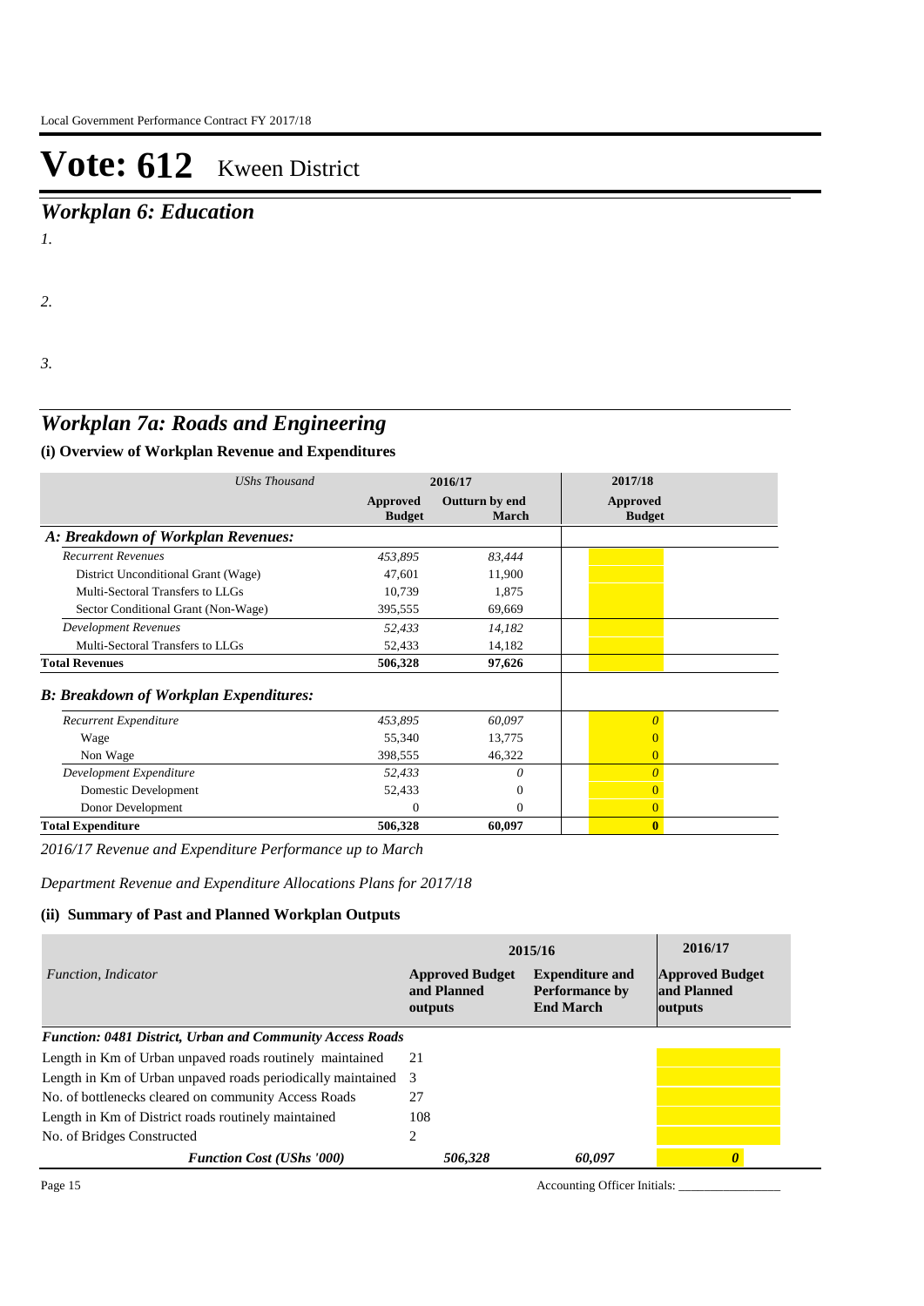# Vote: 612 Kweeen District

## *Workplan 6: Education*

*1.*

*2.*

*3.*

## *Workplan 7a: Roads and Engineering*

### (i) Overview of Workplan Revenue and Expenditures

| *UShs Thousand* | 2016/17 | | 2017/18 |
|---|---|---|---|
| | **Approved Budget** | **Outturn by end March** | **Approved Budget** |
| ***A: Breakdown of Workplan Revenues:*** | | | |
| *Recurrent Revenues* | *453,895* | *83,444* | |
| District Unconditional Grant (Wage) | 47,601 | 11,900 | |
| Multi-Sectoral Transfers to LLGs | 10,739 | 1,875 | |
| Sector Conditional Grant (Non-Wage) | 395,555 | 69,669 | |
| *Development Revenues* | *52,433* | *14,182* | |
| Multi-Sectoral Transfers to LLGs | 52,433 | 14,182 | |
| **Total Revenues** | **506,328** | **97,626** | |
| ***B: Breakdown of Workplan Expenditures:*** | | | |
| *Recurrent Expenditure* | *453,895* | *60,097* | *0* |
| Wage | 55,340 | 13,775 | 0 |
| Non Wage | 398,555 | 46,322 | 0 |
| *Development Expenditure* | *52,433* | *0* | *0* |
| Domestic Development | 52,433 | 0 | 0 |
| Donor Development | 0 | 0 | 0 |
| **Total Expenditure** | **506,328** | **60,097** | **0** |

*2016/17 Revenue and Expenditure Performance up to March*

*Department Revenue and Expenditure Allocations Plans for 2017/18*

### (ii) Summary of Past and Planned Workplan Outputs

| *Function, Indicator* | 2015/16 | | 2016/17 |
|---|---|---|---|
| | **Approved Budget and Planned outputs** | **Expenditure and Performance by End March** | **Approved Budget and Planned outputs** |
| ***Function: 0481 District, Urban and Community Access Roads*** | | | |
| Length in Km of Urban unpaved roads routinely maintained | 21 | | |
| Length in Km of Urban unpaved roads periodically maintained | 3 | | |
| No. of bottlenecks cleared on community Access Roads | 27 | | |
| Length in Km of District roads routinely maintained | 108 | | |
| No. of Bridges Constructed | 2 | | |
| ***Function Cost (UShs '000)*** | ***506,328*** | ***60,097*** | ***0*** |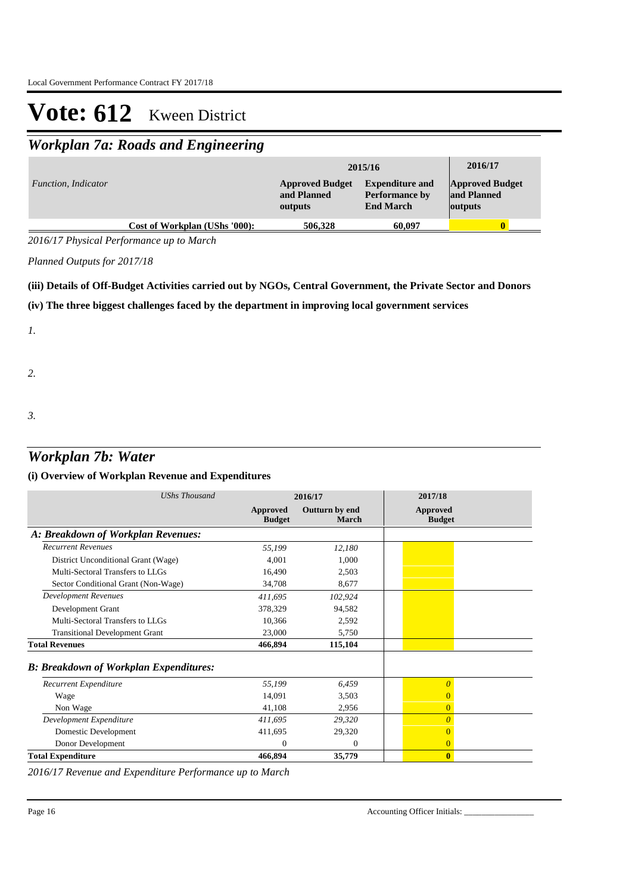# Vote: 612 Kween District

## Workplan 7a: Roads and Engineering

| Function, Indicator | 2015/16 Approved Budget and Planned outputs | 2015/16 Expenditure and Performance by End March | 2016/17 Approved Budget and Planned outputs |
|---|---|---|---|
| Cost of Workplan (UShs '000): | 506,328 | 60,097 | 0 |

*2016/17 Physical Performance up to March*

*Planned Outputs for 2017/18*

**(iii) Details of Off-Budget Activities carried out by NGOs, Central Government, the Private Sector and Donors**

**(iv) The three biggest challenges faced by the department in improving local government services**

*1.*

*2.*

*3.*

## Workplan 7b: Water

**(i) Overview of Workplan Revenue and Expenditures**

| *UShs Thousand* | 2016/17 Approved Budget | 2016/17 Outturn by end March | 2017/18 Approved Budget |
|---|---|---|---|
| ***A: Breakdown of Workplan Revenues:*** | | | |
| *Recurrent Revenues* | *55,199* | *12,180* | |
| District Unconditional Grant (Wage) | 4,001 | 1,000 | |
| Multi-Sectoral Transfers to LLGs | 16,490 | 2,503 | |
| Sector Conditional Grant (Non-Wage) | 34,708 | 8,677 | |
| *Development Revenues* | *411,695* | *102,924* | |
| Development Grant | 378,329 | 94,582 | |
| Multi-Sectoral Transfers to LLGs | 10,366 | 2,592 | |
| Transitional Development Grant | 23,000 | 5,750 | |
| **Total Revenues** | **466,894** | **115,104** | |
| ***B: Breakdown of Workplan Expenditures:*** | | | |
| *Recurrent Expenditure* | *55,199* | *6,459* | *0* |
| Wage | 14,091 | 3,503 | 0 |
| Non Wage | 41,108 | 2,956 | 0 |
| *Development Expenditure* | *411,695* | *29,320* | *0* |
| Domestic Development | 411,695 | 29,320 | 0 |
| Donor Development | 0 | 0 | 0 |
| **Total Expenditure** | **466,894** | **35,779** | **0** |

*2016/17 Revenue and Expenditure Performance up to March*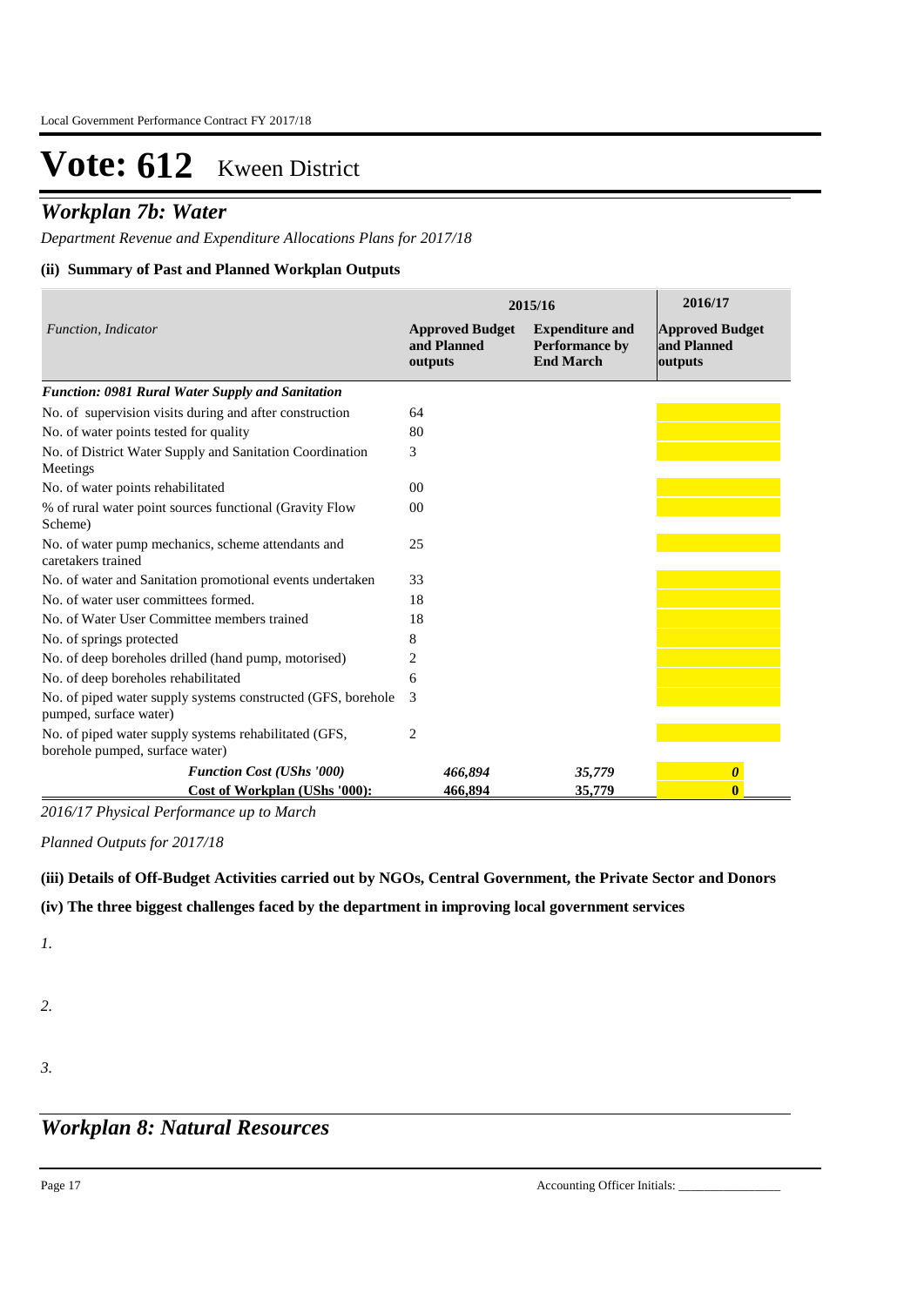Local Government Performance Contract FY 2017/18

# Vote: 612 Kween District

## *Workplan 7b: Water*

*Department Revenue and Expenditure Allocations Plans for 2017/18*

### (ii) Summary of Past and Planned Workplan Outputs

| *Function, Indicator* | 2015/16 | | 2016/17 |
|---|---|---|---|
| | **Approved Budget and Planned outputs** | **Expenditure and Performance by End March** | **Approved Budget and Planned outputs** |
| ***Function: 0981 Rural Water Supply and Sanitation*** | | | |
| No. of supervision visits during and after construction | 64 | | |
| No. of water points tested for quality | 80 | | |
| No. of District Water Supply and Sanitation Coordination Meetings | 3 | | |
| No. of water points rehabilitated | 00 | | |
| % of rural water point sources functional (Gravity Flow Scheme) | 00 | | |
| No. of water pump mechanics, scheme attendants and caretakers trained | 25 | | |
| No. of water and Sanitation promotional events undertaken | 33 | | |
| No. of water user committees formed. | 18 | | |
| No. of Water User Committee members trained | 18 | | |
| No. of springs protected | 8 | | |
| No. of deep boreholes drilled (hand pump, motorised) | 2 | | |
| No. of deep boreholes rehabilitated | 6 | | |
| No. of piped water supply systems constructed (GFS, borehole pumped, surface water) | 3 | | |
| No. of piped water supply systems rehabilitated (GFS, borehole pumped, surface water) | 2 | | |
| ***Function Cost (UShs '000)*** | ***466,894*** | ***35,779*** | ***0*** |
| **Cost of Workplan (UShs '000):** | **466,894** | **35,779** | **0** |

*2016/17 Physical Performance up to March*

*Planned Outputs for 2017/18*

### (iii) Details of Off-Budget Activities carried out by NGOs, Central Government, the Private Sector and Donors

### (iv) The three biggest challenges faced by the department in improving local government services

*1.*

*2.*

*3.*

## *Workplan 8: Natural Resources*

Accounting Officer Initials: ________________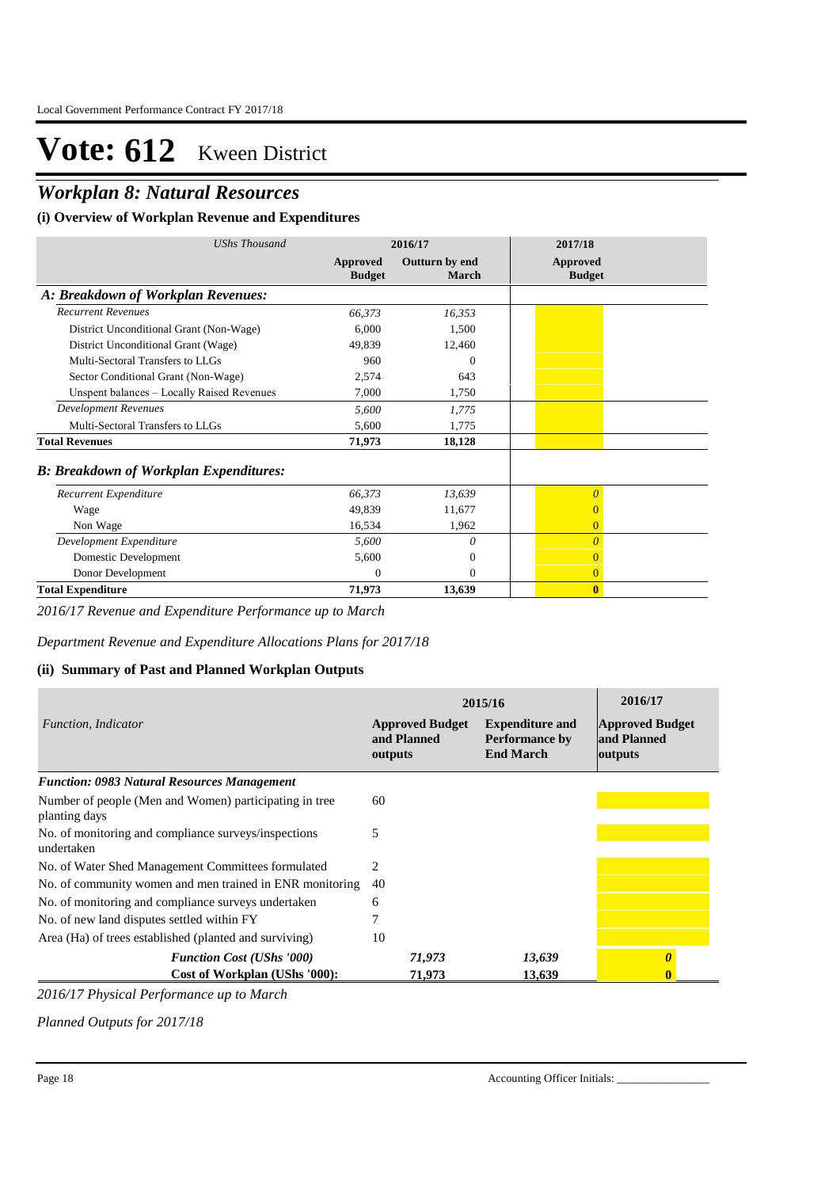# Vote: 612 Kween District

## *Workplan 8: Natural Resources*

### (i) Overview of Workplan Revenue and Expenditures

| *UShs Thousand* | 2016/17 | | 2017/18 |
|---|---|---|---|
| | **Approved Budget** | **Outturn by end March** | **Approved Budget** |
| ***A: Breakdown of Workplan Revenues:*** | | | |
| *Recurrent Revenues* | *66,373* | *16,353* | |
| District Unconditional Grant (Non-Wage) | 6,000 | 1,500 | |
| District Unconditional Grant (Wage) | 49,839 | 12,460 | |
| Multi-Sectoral Transfers to LLGs | 960 | 0 | |
| Sector Conditional Grant (Non-Wage) | 2,574 | 643 | |
| Unspent balances – Locally Raised Revenues | 7,000 | 1,750 | |
| *Development Revenues* | *5,600* | *1,775* | |
| Multi-Sectoral Transfers to LLGs | 5,600 | 1,775 | |
| **Total Revenues** | **71,973** | **18,128** | |
| ***B: Breakdown of Workplan Expenditures:*** | | | |
| *Recurrent Expenditure* | *66,373* | *13,639* | *0* |
| Wage | 49,839 | 11,677 | 0 |
| Non Wage | 16,534 | 1,962 | 0 |
| *Development Expenditure* | *5,600* | *0* | *0* |
| Domestic Development | 5,600 | 0 | 0 |
| Donor Development | 0 | 0 | 0 |
| **Total Expenditure** | **71,973** | **13,639** | **0** |

*2016/17 Revenue and Expenditure Performance up to March*

*Department Revenue and Expenditure Allocations Plans for 2017/18*

### (ii) Summary of Past and Planned Workplan Outputs

| *Function, Indicator* | 2015/16 | | 2016/17 |
|---|---|---|---|
| | **Approved Budget and Planned outputs** | **Expenditure and Performance by End March** | **Approved Budget and Planned outputs** |
| ***Function: 0983 Natural Resources Management*** | | | |
| Number of people (Men and Women) participating in tree planting days | 60 | | |
| No. of monitoring and compliance surveys/inspections undertaken | 5 | | |
| No. of Water Shed Management Committees formulated | 2 | | |
| No. of community women and men trained in ENR monitoring | 40 | | |
| No. of monitoring and compliance surveys undertaken | 6 | | |
| No. of new land disputes settled within FY | 7 | | |
| Area (Ha) of trees established (planted and surviving) | 10 | | |
| ***Function Cost (UShs '000)*** | *71,973* | *13,639* | *0* |
| **Cost of Workplan (UShs '000):** | **71,973** | **13,639** | **0** |

*2016/17 Physical Performance up to March*

*Planned Outputs for 2017/18*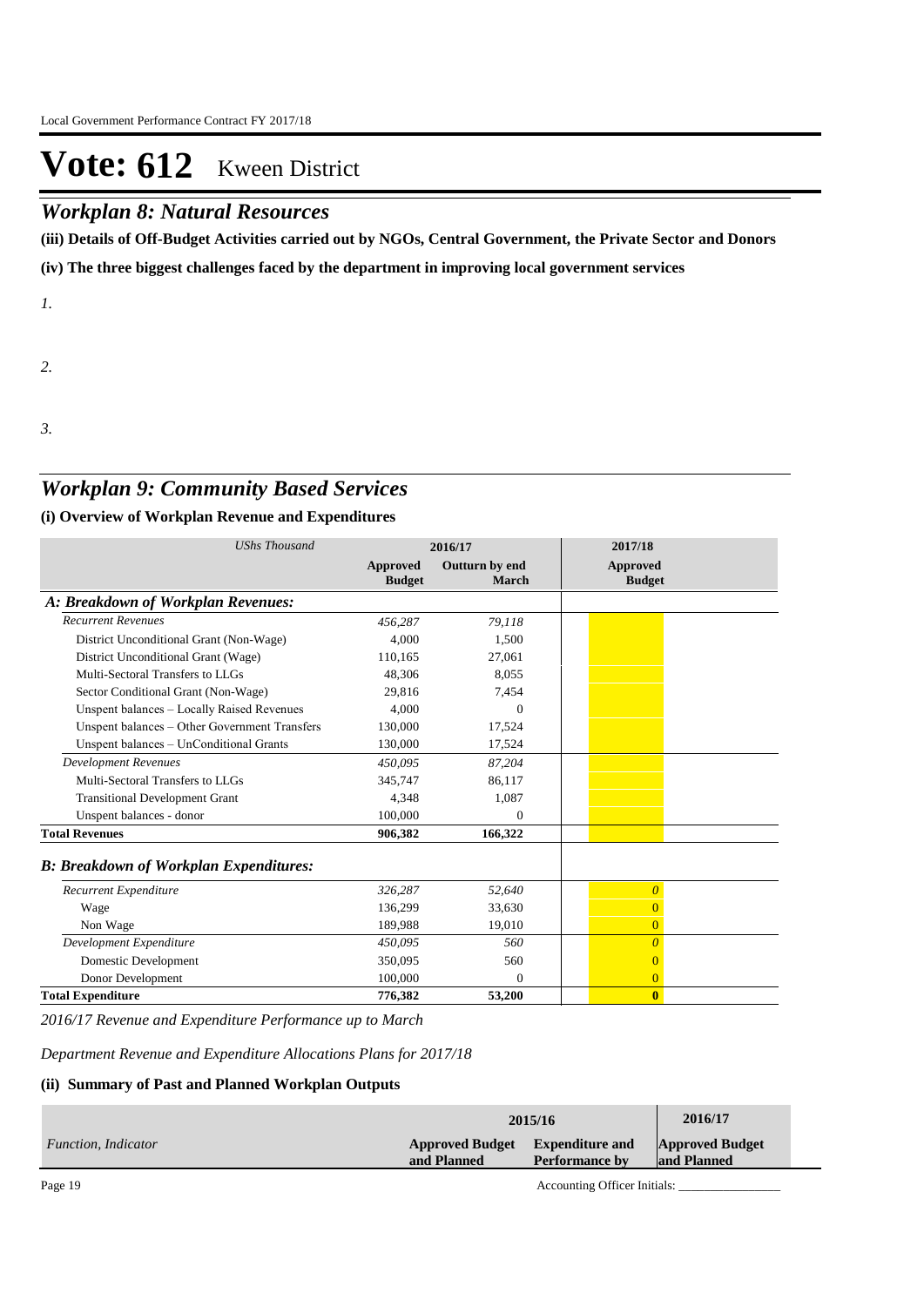# Vote: 612 Kween District

## *Workplan 8: Natural Resources*

**(iii) Details of Off-Budget Activities carried out by NGOs, Central Government, the Private Sector and Donors**

**(iv) The three biggest challenges faced by the department in improving local government services**

*1.*

*2.*

*3.*

## *Workplan 9: Community Based Services*

### (i) Overview of Workplan Revenue and Expenditures

| *UShs Thousand* | 2016/17 | | 2017/18 |
|---|---|---|---|
| | **Approved Budget** | **Outturn by end March** | **Approved Budget** |
| ***A: Breakdown of Workplan Revenues:*** | | | |
| *Recurrent Revenues* | *456,287* | *79,118* | |
| District Unconditional Grant (Non-Wage) | 4,000 | 1,500 | |
| District Unconditional Grant (Wage) | 110,165 | 27,061 | |
| Multi-Sectoral Transfers to LLGs | 48,306 | 8,055 | |
| Sector Conditional Grant (Non-Wage) | 29,816 | 7,454 | |
| Unspent balances – Locally Raised Revenues | 4,000 | 0 | |
| Unspent balances – Other Government Transfers | 130,000 | 17,524 | |
| Unspent balances – UnConditional Grants | 130,000 | 17,524 | |
| *Development Revenues* | *450,095* | *87,204* | |
| Multi-Sectoral Transfers to LLGs | 345,747 | 86,117 | |
| Transitional Development Grant | 4,348 | 1,087 | |
| Unspent balances - donor | 100,000 | 0 | |
| **Total Revenues** | **906,382** | **166,322** | |
| ***B: Breakdown of Workplan Expenditures:*** | | | |
| *Recurrent Expenditure* | *326,287* | *52,640* | *0* |
| Wage | 136,299 | 33,630 | 0 |
| Non Wage | 189,988 | 19,010 | 0 |
| *Development Expenditure* | *450,095* | *560* | *0* |
| Domestic Development | 350,095 | 560 | 0 |
| Donor Development | 100,000 | 0 | 0 |
| **Total Expenditure** | **776,382** | **53,200** | **0** |

*2016/17 Revenue and Expenditure Performance up to March*

*Department Revenue and Expenditure Allocations Plans for 2017/18*

### (ii) Summary of Past and Planned Workplan Outputs

| | 2015/16 | | 2016/17 |
|---|---|---|---|
| *Function, Indicator* | **Approved Budget and Planned** | **Expenditure and Performance by** | **Approved Budget and Planned** |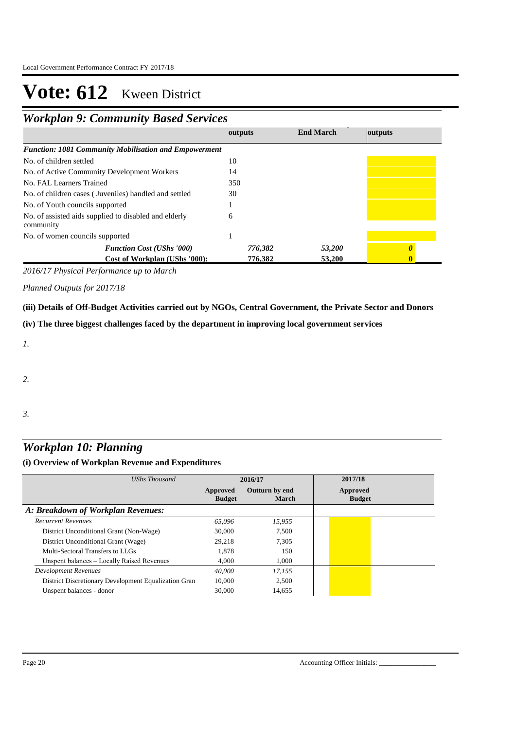# Vote: 612 Kween District

## *Workplan 9: Community Based Services*

| | outputs | End March | outputs |
|---|---|---|---|
| ***Function: 1081 Community Mobilisation and Empowerment*** | | | |
| No. of children settled | 10 | | |
| No. of Active Community Development Workers | 14 | | |
| No. FAL Learners Trained | 350 | | |
| No. of children cases ( Juveniles) handled and settled | 30 | | |
| No. of Youth councils supported | 1 | | |
| No. of assisted aids supplied to disabled and elderly community | 6 | | |
| No. of women councils supported | 1 | | |
| ***Function Cost (UShs '000)*** | ***776,382*** | ***53,200*** | ***0*** |
| **Cost of Workplan (UShs '000):** | **776,382** | **53,200** | **0** |

*2016/17 Physical Performance up to March*

*Planned Outputs for 2017/18*

**(iii) Details of Off-Budget Activities carried out by NGOs, Central Government, the Private Sector and Donors**

**(iv) The three biggest challenges faced by the department in improving local government services**

*1.*

*2.*

*3.*

## *Workplan 10: Planning*

**(i) Overview of Workplan Revenue and Expenditures**

| *UShs Thousand* | 2016/17 | | 2017/18 |
|---|---|---|---|
| | **Approved Budget** | **Outturn by end March** | **Approved Budget** |
| ***A: Breakdown of Workplan Revenues:*** | | | |
| *Recurrent Revenues* | *65,096* | *15,955* | |
| District Unconditional Grant (Non-Wage) | 30,000 | 7,500 | |
| District Unconditional Grant (Wage) | 29,218 | 7,305 | |
| Multi-Sectoral Transfers to LLGs | 1,878 | 150 | |
| Unspent balances – Locally Raised Revenues | 4,000 | 1,000 | |
| *Development Revenues* | *40,000* | *17,155* | |
| District Discretionary Development Equalization Gran | 10,000 | 2,500 | |
| Unspent balances - donor | 30,000 | 14,655 | |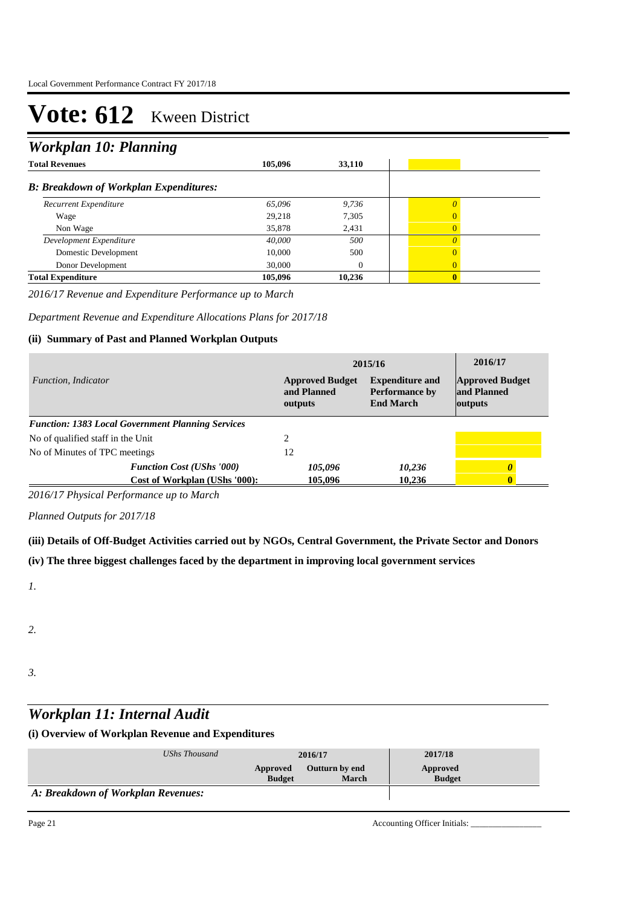# Vote: 612 Kween District

## Workplan 10: Planning

| | | | |
|---|---|---|---|
| **Total Revenues** | **105,096** | **33,110** | |
| ***B: Breakdown of Workplan Expenditures:*** | | | |
| *Recurrent Expenditure* | *65,096* | *9,736* | *0* |
| Wage | 29,218 | 7,305 | 0 |
| Non Wage | 35,878 | 2,431 | 0 |
| *Development Expenditure* | *40,000* | *500* | *0* |
| Domestic Development | 10,000 | 500 | 0 |
| Donor Development | 30,000 | 0 | 0 |
| **Total Expenditure** | **105,096** | **10,236** | **0** |

*2016/17 Revenue and Expenditure Performance up to March*

*Department Revenue and Expenditure Allocations Plans for 2017/18*

### (ii) Summary of Past and Planned Workplan Outputs

| *Function, Indicator* | 2015/16 | | 2016/17 |
|---|---|---|---|
| | **Approved Budget and Planned outputs** | **Expenditure and Performance by End March** | **Approved Budget and Planned outputs** |
| ***Function: 1383 Local Government Planning Services*** | | | |
| No of qualified staff in the Unit | 2 | | |
| No of Minutes of TPC meetings | 12 | | |
| ***Function Cost (UShs '000)*** | ***105,096*** | ***10,236*** | ***0*** |
| ***Cost of Workplan (UShs '000):*** | ***105,096*** | ***10,236*** | ***0*** |

*2016/17 Physical Performance up to March*

*Planned Outputs for 2017/18*

### (iii) Details of Off-Budget Activities carried out by NGOs, Central Government, the Private Sector and Donors

### (iv) The three biggest challenges faced by the department in improving local government services

*1.*

*2.*

*3.*

## Workplan 11: Internal Audit

### (i) Overview of Workplan Revenue and Expenditures

| *UShs Thousand* | 2016/17 | | 2017/18 |
|---|---|---|---|
| | **Approved Budget** | **Outturn by end March** | **Approved Budget** |
| ***A: Breakdown of Workplan Revenues:*** | | | |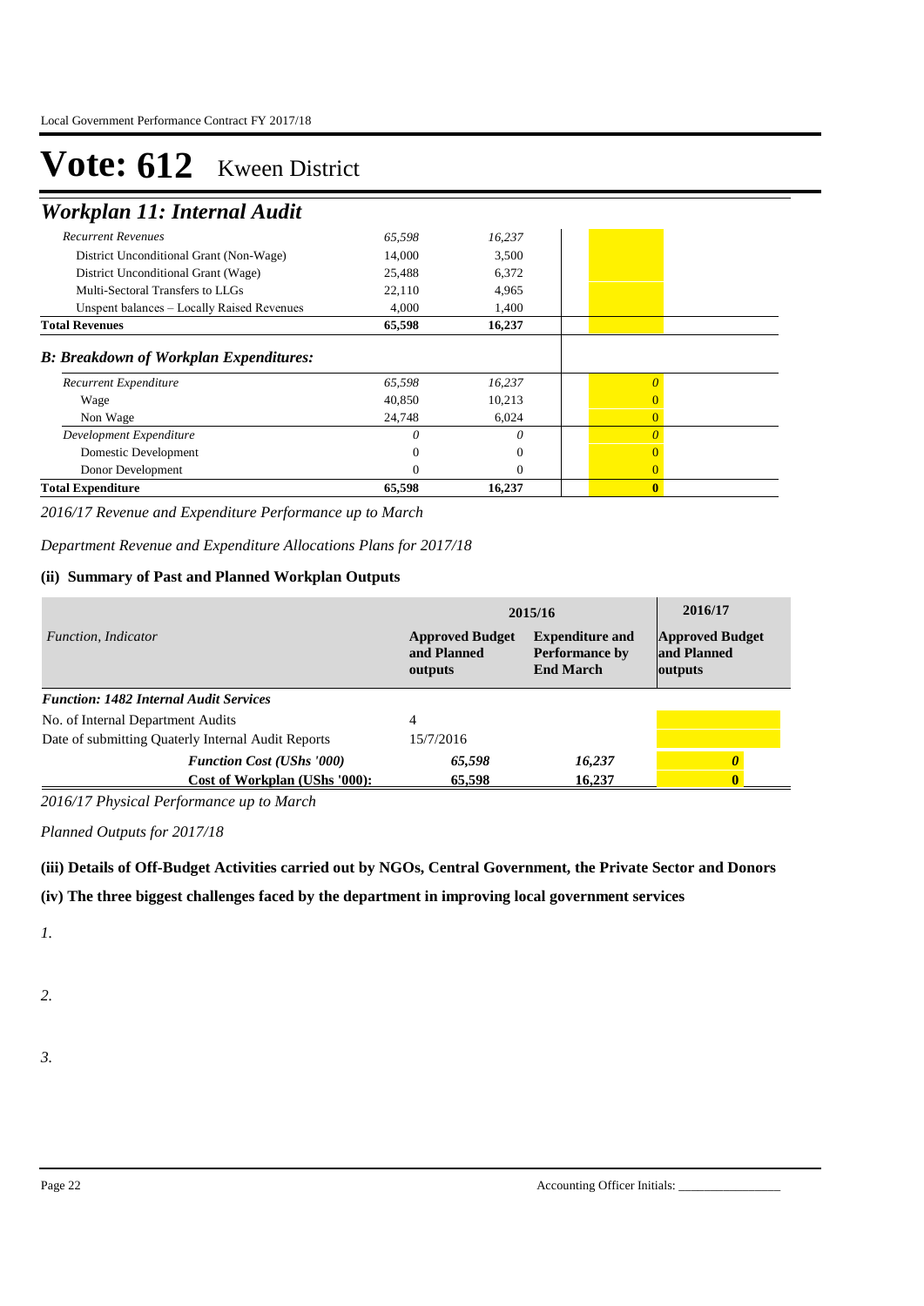# Vote: 612 Kweeen District

## *Workplan 11: Internal Audit*

| | | | | |
|---|---|---|---|---|
| *Recurrent Revenues* | *65,598* | *16,237* | | |
| District Unconditional Grant (Non-Wage) | 14,000 | 3,500 | | |
| District Unconditional Grant (Wage) | 25,488 | 6,372 | | |
| Multi-Sectoral Transfers to LLGs | 22,110 | 4,965 | | |
| Unspent balances – Locally Raised Revenues | 4,000 | 1,400 | | |
| **Total Revenues** | **65,598** | **16,237** | | |
| ***B: Breakdown of Workplan Expenditures:*** | | | | |
| *Recurrent Expenditure* | *65,598* | *16,237* | *0* | |
| Wage | 40,850 | 10,213 | 0 | |
| Non Wage | 24,748 | 6,024 | 0 | |
| *Development Expenditure* | *0* | *0* | *0* | |
| Domestic Development | 0 | 0 | 0 | |
| Donor Development | 0 | 0 | 0 | |
| **Total Expenditure** | **65,598** | **16,237** | **0** | |

*2016/17 Revenue and Expenditure Performance up to March*

*Department Revenue and Expenditure Allocations Plans for 2017/18*

### (ii) Summary of Past and Planned Workplan Outputs

| | 2015/16 | | 2016/17 |
|---|---|---|---|
| *Function, Indicator* | **Approved Budget and Planned outputs** | **Expenditure and Performance by End March** | **Approved Budget and Planned outputs** |
| ***Function: 1482 Internal Audit Services*** | | | |
| No. of Internal Department Audits | 4 | | |
| Date of submitting Quaterly Internal Audit Reports | 15/7/2016 | | |
| ***Function Cost (UShs '000)*** | ***65,598*** | ***16,237*** | ***0*** |
| **Cost of Workplan (UShs '000):** | **65,598** | **16,237** | **0** |

*2016/17 Physical Performance up to March*

*Planned Outputs for 2017/18*

### (iii) Details of Off-Budget Activities carried out by NGOs, Central Government, the Private Sector and Donors

### (iv) The three biggest challenges faced by the department in improving local government services

*1.*

*2.*

*3.*